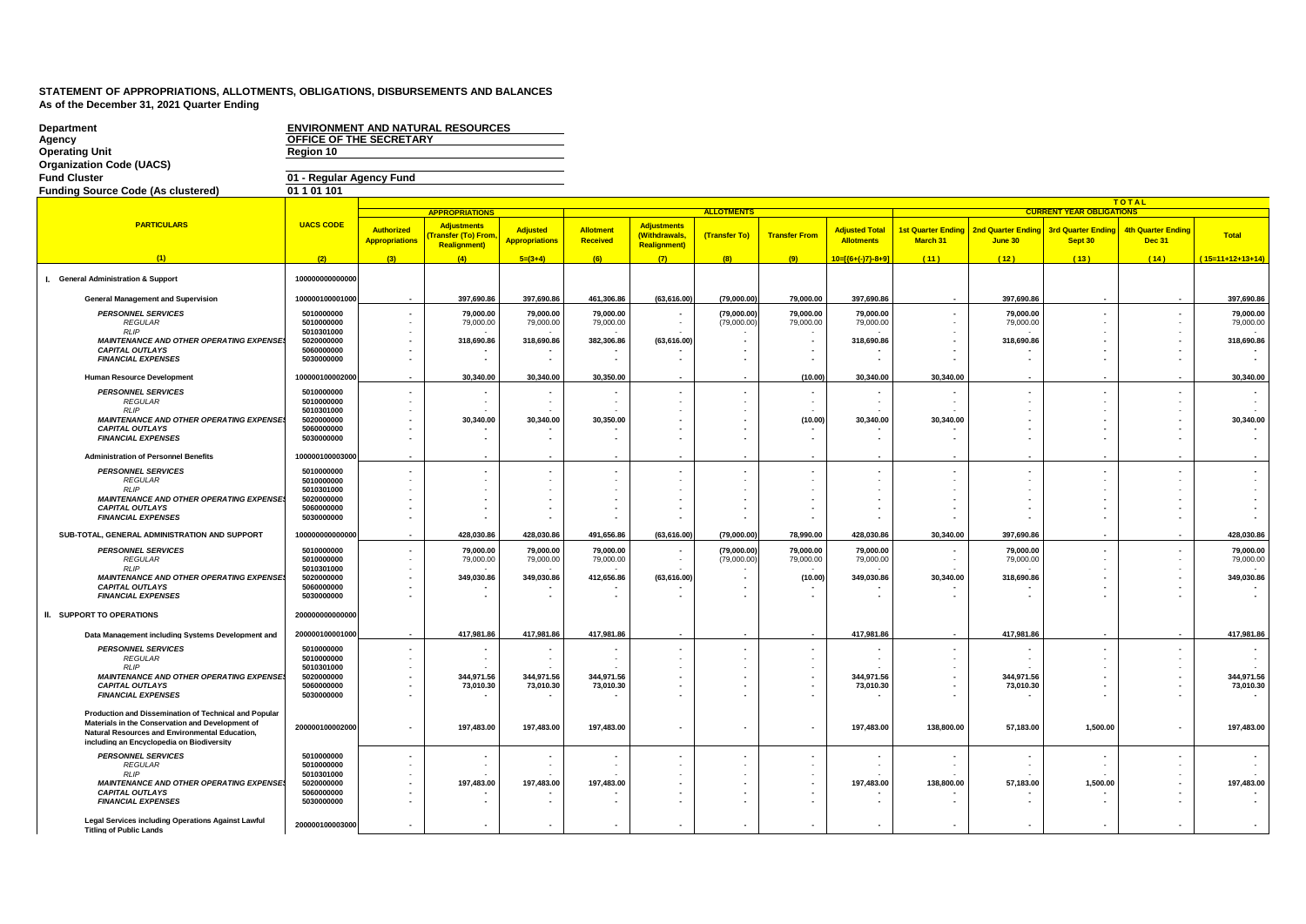**STATEMENT OF APPROPRIATIONS, ALLOTMENTS, OBLIGATIONS, DISBURSEMENTS AND BALANCES**
**As of the December 31, 2021 Quarter Ending**

| | |
|---|---|
| **Department** | **ENVIRONMENT AND NATURAL RESOURCES** |
| **Agency** | **OFFICE OF THE SECRETARY** |
| **Operating Unit** | **Region 10** |
| **Organization Code (UACS)** | |
| **Fund Cluster** | **01 - Regular Agency Fund** |
| **Funding Source Code (As clustered)** | **01 1 01 101** |

| PARTICULARS | UACS CODE | APPROPRIATIONS | | | ALLOTMENTS | | | | | CURRENT YEAR OBLIGATIONS (TOTAL) | | | | |
|---|---|---|---|---|---|---|---|---|---|---|---|---|---|---|
| | | Authorized Appropriations | Adjustments (Transfer (To) From, Realignment) | Adjusted Appropriations | Allotment Received | Adjustments (Withdrawals, Realignment) | (Transfer To) | Transfer From | Adjusted Total Allotments | 1st Quarter Ending March 31 | 2nd Quarter Ending June 30 | 3rd Quarter Ending Sept 30 | 4th Quarter Ending Dec 31 | Total |
| (1) | (2) | (3) | (4) | 5=(3+4) | (6) | (7) | (8) | (9) | 10=[{6+(-)7}-8+9] | (11) | (12) | (13) | (14) | (15=11+12+13+14) |
| **I. General Administration & Support** | 100000000000000 | | | | | | | | | | | | | |
| **General Management and Supervision** | 100000100001000 | - | 397,690.86 | 397,690.86 | 461,306.86 | (63,616.00) | (79,000.00) | 79,000.00 | 397,690.86 | - | 397,690.86 | - | - | 397,690.86 |
| *PERSONNEL SERVICES* | 5010000000 | - | 79,000.00 | 79,000.00 | 79,000.00 | - | (79,000.00) | 79,000.00 | 79,000.00 | - | 79,000.00 | - | - | 79,000.00 |
| *REGULAR* | 5010000000 | - | 79,000.00 | 79,000.00 | 79,000.00 | - | (79,000.00) | 79,000.00 | 79,000.00 | - | 79,000.00 | - | - | 79,000.00 |
| *RLIP* | 5010301000 | - | - | - | - | - | - | - | - | - | - | - | - | - |
| *MAINTENANCE AND OTHER OPERATING EXPENSES* | 5020000000 | - | 318,690.86 | 318,690.86 | 382,306.86 | (63,616.00) | - | - | 318,690.86 | - | 318,690.86 | - | - | 318,690.86 |
| *CAPITAL OUTLAYS* | 5060000000 | - | - | - | - | - | - | - | - | - | - | - | - | - |
| *FINANCIAL EXPENSES* | 5030000000 | - | - | - | - | - | - | - | - | - | - | - | - | - |
| **Human Resource Development** | 100000100002000 | - | 30,340.00 | 30,340.00 | 30,350.00 | - | - | (10.00) | 30,340.00 | 30,340.00 | - | - | - | 30,340.00 |
| *PERSONNEL SERVICES* | 5010000000 | - | - | - | - | - | - | - | - | - | - | - | - | - |
| *REGULAR* | 5010000000 | - | - | - | - | - | - | - | - | - | - | - | - | - |
| *RLIP* | 5010301000 | - | - | - | - | - | - | - | - | - | - | - | - | - |
| *MAINTENANCE AND OTHER OPERATING EXPENSES* | 5020000000 | - | 30,340.00 | 30,340.00 | 30,350.00 | - | - | (10.00) | 30,340.00 | 30,340.00 | - | - | - | 30,340.00 |
| *CAPITAL OUTLAYS* | 5060000000 | - | - | - | - | - | - | - | - | - | - | - | - | - |
| *FINANCIAL EXPENSES* | 5030000000 | - | - | - | - | - | - | - | - | - | - | - | - | - |
| **Administration of Personnel Benefits** | 100000100003000 | - | - | - | - | - | - | - | - | - | - | - | - | - |
| *PERSONNEL SERVICES* | 5010000000 | - | - | - | - | - | - | - | - | - | - | - | - | - |
| *REGULAR* | 5010000000 | - | - | - | - | - | - | - | - | - | - | - | - | - |
| *RLIP* | 5010301000 | - | - | - | - | - | - | - | - | - | - | - | - | - |
| *MAINTENANCE AND OTHER OPERATING EXPENSES* | 5020000000 | - | - | - | - | - | - | - | - | - | - | - | - | - |
| *CAPITAL OUTLAYS* | 5060000000 | - | - | - | - | - | - | - | - | - | - | - | - | - |
| *FINANCIAL EXPENSES* | 5030000000 | - | - | - | - | - | - | - | - | - | - | - | - | - |
| **SUB-TOTAL, GENERAL ADMINISTRATION AND SUPPORT** | 100000000000000 | - | 428,030.86 | 428,030.86 | 491,656.86 | (63,616.00) | (79,000.00) | 78,990.00 | 428,030.86 | 30,340.00 | 397,690.86 | - | - | 428,030.86 |
| *PERSONNEL SERVICES* | 5010000000 | - | 79,000.00 | 79,000.00 | 79,000.00 | - | (79,000.00) | 79,000.00 | 79,000.00 | - | 79,000.00 | - | - | 79,000.00 |
| *REGULAR* | 5010000000 | - | 79,000.00 | 79,000.00 | 79,000.00 | - | (79,000.00) | 79,000.00 | 79,000.00 | - | 79,000.00 | - | - | 79,000.00 |
| *RLIP* | 5010301000 | - | - | - | - | - | - | - | - | - | - | - | - | - |
| *MAINTENANCE AND OTHER OPERATING EXPENSES* | 5020000000 | - | 349,030.86 | 349,030.86 | 412,656.86 | (63,616.00) | - | (10.00) | 349,030.86 | 30,340.00 | 318,690.86 | - | - | 349,030.86 |
| *CAPITAL OUTLAYS* | 5060000000 | - | - | - | - | - | - | - | - | - | - | - | - | - |
| *FINANCIAL EXPENSES* | 5030000000 | - | - | - | - | - | - | - | - | - | - | - | - | - |
| **II. SUPPORT TO OPERATIONS** | 200000000000000 | | | | | | | | | | | | | |
| **Data Management including Systems Development and** | 200000100001000 | - | 417,981.86 | 417,981.86 | 417,981.86 | - | - | - | 417,981.86 | - | 417,981.86 | - | - | 417,981.86 |
| *PERSONNEL SERVICES* | 5010000000 | - | - | - | - | - | - | - | - | - | - | - | - | - |
| *REGULAR* | 5010000000 | - | - | - | - | - | - | - | - | - | - | - | - | - |
| *RLIP* | 5010301000 | - | - | - | - | - | - | - | - | - | - | - | - | - |
| *MAINTENANCE AND OTHER OPERATING EXPENSES* | 5020000000 | - | 344,971.56 | 344,971.56 | 344,971.56 | - | - | - | 344,971.56 | - | 344,971.56 | - | - | 344,971.56 |
| *CAPITAL OUTLAYS* | 5060000000 | - | 73,010.30 | 73,010.30 | 73,010.30 | - | - | - | 73,010.30 | - | 73,010.30 | - | - | 73,010.30 |
| *FINANCIAL EXPENSES* | 5030000000 | - | - | - | - | - | - | - | - | - | - | - | - | - |
| **Production and Dissemination of Technical and Popular Materials in the Conservation and Development of Natural Resources and Environmental Education, including an Encyclopedia on Biodiversity** | 200000100002000 | - | 197,483.00 | 197,483.00 | 197,483.00 | - | - | - | 197,483.00 | 138,800.00 | 57,183.00 | 1,500.00 | - | 197,483.00 |
| *PERSONNEL SERVICES* | 5010000000 | - | - | - | - | - | - | - | - | - | - | - | - | - |
| *REGULAR* | 5010000000 | - | - | - | - | - | - | - | - | - | - | - | - | - |
| *RLIP* | 5010301000 | - | - | - | - | - | - | - | - | - | - | - | - | - |
| *MAINTENANCE AND OTHER OPERATING EXPENSES* | 5020000000 | - | 197,483.00 | 197,483.00 | 197,483.00 | - | - | - | 197,483.00 | 138,800.00 | 57,183.00 | 1,500.00 | - | 197,483.00 |
| *CAPITAL OUTLAYS* | 5060000000 | - | - | - | - | - | - | - | - | - | - | - | - | - |
| *FINANCIAL EXPENSES* | 5030000000 | - | - | - | - | - | - | - | - | - | - | - | - | - |
| **Legal Services including Operations Against Lawful Titling of Public Lands** | 200000100003000 | - | - | - | - | - | - | - | - | - | - | - | - | - |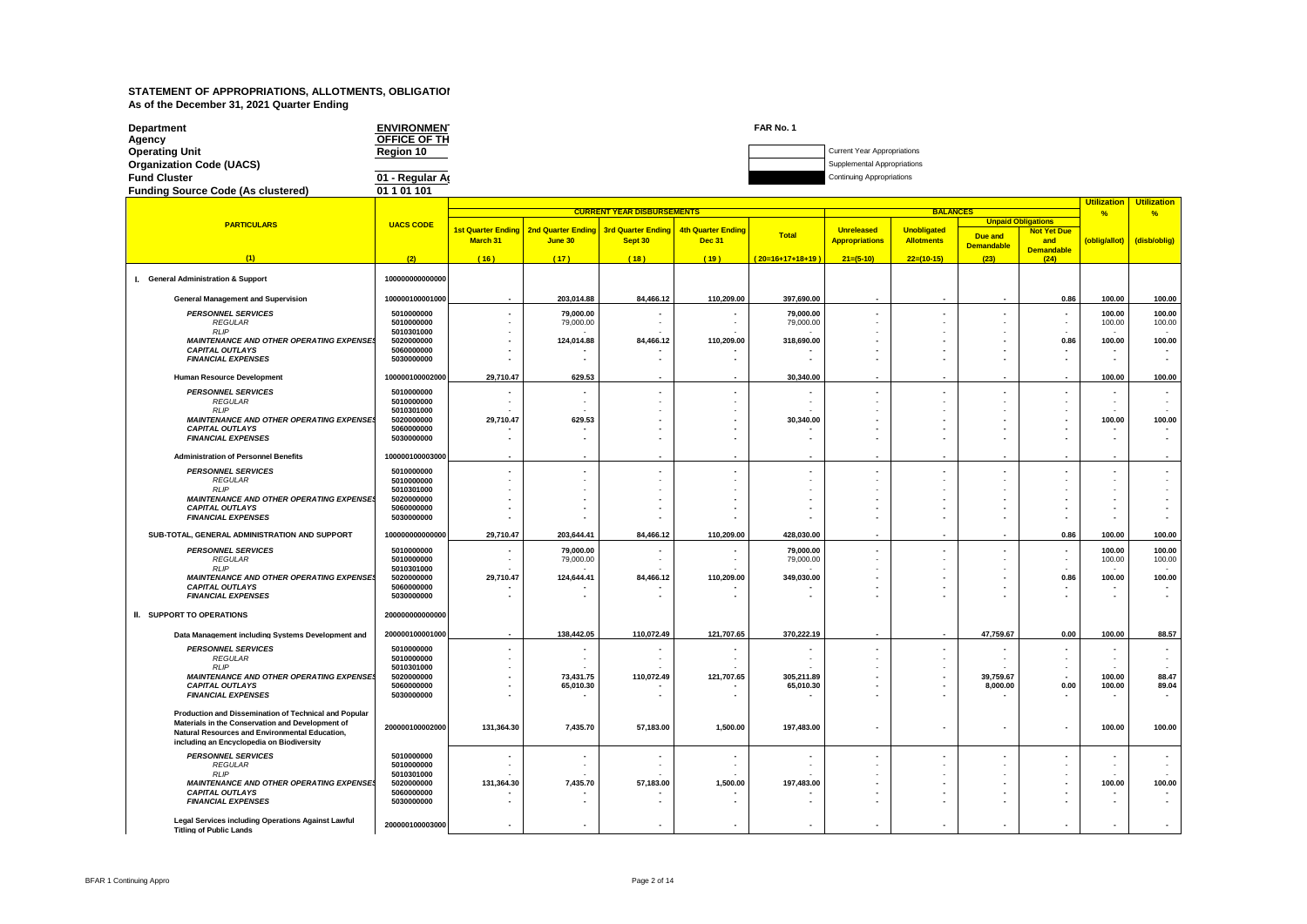# STATEMENT OF APPROPRIATIONS, ALLOTMENTS, OBLIGATIONS

**As of the December 31, 2021 Quarter Ending**

**Department** ENVIRONMENT
**Agency** OFFICE OF TH
**Operating Unit** Region 10
**Organization Code (UACS)**
**Fund Cluster** 01 - Regular Ag
**Funding Source Code (As clustered)** 01 1 01 101

FAR No. 1

- Current Year Appropriations
- Supplemental Appropriations
- Continuing Appropriations

| PARTICULARS | UACS CODE | CURRENT YEAR DISBURSEMENTS | | | | | BALANCES | | | | Utilization % | Utilization % |
|---|---|---|---|---|---|---|---|---|---|---|---|---|
| | | 1st Quarter Ending March 31 | 2nd Quarter Ending June 30 | 3rd Quarter Ending Sept 30 | 4th Quarter Ending Dec 31 | Total | Unreleased Appropriations | Unobligated Allotments | Unpaid Obligations Due and Demandable | Unpaid Obligations Not Yet Due and Demandable | (oblig/allot) | (disb/oblig) |
| (1) | (2) | (16) | (17) | (18) | (19) | (20=16+17+18+19) | 21=(5-10) | 22=(10-15) | (23) | (24) | | |
| **I. General Administration & Support** | 100000000000000 | | | | | | | | | | | |
| **General Management and Supervision** | 100000100001000 | - | 203,014.88 | 84,466.12 | 110,209.00 | 397,690.00 | - | - | - | 0.86 | 100.00 | 100.00 |
| *PERSONNEL SERVICES* | 5010000000 | - | 79,000.00 | - | - | 79,000.00 | - | - | - | - | 100.00 | 100.00 |
| *REGULAR* | 5010000000 | - | 79,000.00 | - | - | 79,000.00 | - | - | - | - | 100.00 | 100.00 |
| *RLIP* | 5010301000 | - | - | - | - | - | - | - | - | - | - | - |
| *MAINTENANCE AND OTHER OPERATING EXPENSES* | 5020000000 | - | 124,014.88 | 84,466.12 | 110,209.00 | 318,690.00 | - | - | - | 0.86 | 100.00 | 100.00 |
| *CAPITAL OUTLAYS* | 5060000000 | - | - | - | - | - | - | - | - | - | - | - |
| *FINANCIAL EXPENSES* | 5030000000 | - | - | - | - | - | - | - | - | - | - | - |
| **Human Resource Development** | 100000100002000 | 29,710.47 | 629.53 | - | - | 30,340.00 | - | - | - | - | 100.00 | 100.00 |
| *PERSONNEL SERVICES* | 5010000000 | - | - | - | - | - | - | - | - | - | - | - |
| *REGULAR* | 5010000000 | - | - | - | - | - | - | - | - | - | - | - |
| *RLIP* | 5010301000 | - | - | - | - | - | - | - | - | - | - | - |
| *MAINTENANCE AND OTHER OPERATING EXPENSES* | 5020000000 | 29,710.47 | 629.53 | - | - | 30,340.00 | - | - | - | - | 100.00 | 100.00 |
| *CAPITAL OUTLAYS* | 5060000000 | - | - | - | - | - | - | - | - | - | - | - |
| *FINANCIAL EXPENSES* | 5030000000 | - | - | - | - | - | - | - | - | - | - | - |
| **Administration of Personnel Benefits** | 100000100003000 | - | - | - | - | - | - | - | - | - | - | - |
| *PERSONNEL SERVICES* | 5010000000 | - | - | - | - | - | - | - | - | - | - | - |
| *REGULAR* | 5010000000 | - | - | - | - | - | - | - | - | - | - | - |
| *RLIP* | 5010301000 | - | - | - | - | - | - | - | - | - | - | - |
| *MAINTENANCE AND OTHER OPERATING EXPENSES* | 5020000000 | - | - | - | - | - | - | - | - | - | - | - |
| *CAPITAL OUTLAYS* | 5060000000 | - | - | - | - | - | - | - | - | - | - | - |
| *FINANCIAL EXPENSES* | 5030000000 | - | - | - | - | - | - | - | - | - | - | - |
| **SUB-TOTAL, GENERAL ADMINISTRATION AND SUPPORT** | 100000000000000 | 29,710.47 | 203,644.41 | 84,466.12 | 110,209.00 | 428,030.00 | - | - | - | 0.86 | 100.00 | 100.00 |
| *PERSONNEL SERVICES* | 5010000000 | - | 79,000.00 | - | - | 79,000.00 | - | - | - | - | 100.00 | 100.00 |
| *REGULAR* | 5010000000 | - | 79,000.00 | - | - | 79,000.00 | - | - | - | - | 100.00 | 100.00 |
| *RLIP* | 5010301000 | - | - | - | - | - | - | - | - | - | - | - |
| *MAINTENANCE AND OTHER OPERATING EXPENSES* | 5020000000 | 29,710.47 | 124,644.41 | 84,466.12 | 110,209.00 | 349,030.00 | - | - | - | 0.86 | 100.00 | 100.00 |
| *CAPITAL OUTLAYS* | 5060000000 | - | - | - | - | - | - | - | - | - | - | - |
| *FINANCIAL EXPENSES* | 5030000000 | - | - | - | - | - | - | - | - | - | - | - |
| **II. SUPPORT TO OPERATIONS** | 200000000000000 | | | | | | | | | | | |
| **Data Management including Systems Development and** | 200000100001000 | - | 138,442.05 | 110,072.49 | 121,707.65 | 370,222.19 | - | - | 47,759.67 | 0.00 | 100.00 | 88.57 |
| *PERSONNEL SERVICES* | 5010000000 | - | - | - | - | - | - | - | - | - | - | - |
| *REGULAR* | 5010000000 | - | - | - | - | - | - | - | - | - | - | - |
| *RLIP* | 5010301000 | - | - | - | - | - | - | - | - | - | - | - |
| *MAINTENANCE AND OTHER OPERATING EXPENSES* | 5020000000 | - | 73,431.75 | 110,072.49 | 121,707.65 | 305,211.89 | - | - | 39,759.67 | - | 100.00 | 88.47 |
| *CAPITAL OUTLAYS* | 5060000000 | - | 65,010.30 | - | - | 65,010.30 | - | - | 8,000.00 | 0.00 | 100.00 | 89.04 |
| *FINANCIAL EXPENSES* | 5030000000 | - | - | - | - | - | - | - | - | - | - | - |
| **Production and Dissemination of Technical and Popular Materials in the Conservation and Development of Natural Resources and Environmental Education, including an Encyclopedia on Biodiversity** | 200000100002000 | 131,364.30 | 7,435.70 | 57,183.00 | 1,500.00 | 197,483.00 | - | - | - | - | 100.00 | 100.00 |
| *PERSONNEL SERVICES* | 5010000000 | - | - | - | - | - | - | - | - | - | - | - |
| *REGULAR* | 5010000000 | - | - | - | - | - | - | - | - | - | - | - |
| *RLIP* | 5010301000 | - | - | - | - | - | - | - | - | - | - | - |
| *MAINTENANCE AND OTHER OPERATING EXPENSES* | 5020000000 | 131,364.30 | 7,435.70 | 57,183.00 | 1,500.00 | 197,483.00 | - | - | - | - | 100.00 | 100.00 |
| *CAPITAL OUTLAYS* | 5060000000 | - | - | - | - | - | - | - | - | - | - | - |
| *FINANCIAL EXPENSES* | 5030000000 | - | - | - | - | - | - | - | - | - | - | - |
| **Legal Services including Operations Against Lawful Titling of Public Lands** | 200000100003000 | - | - | - | - | - | - | - | - | - | - | - |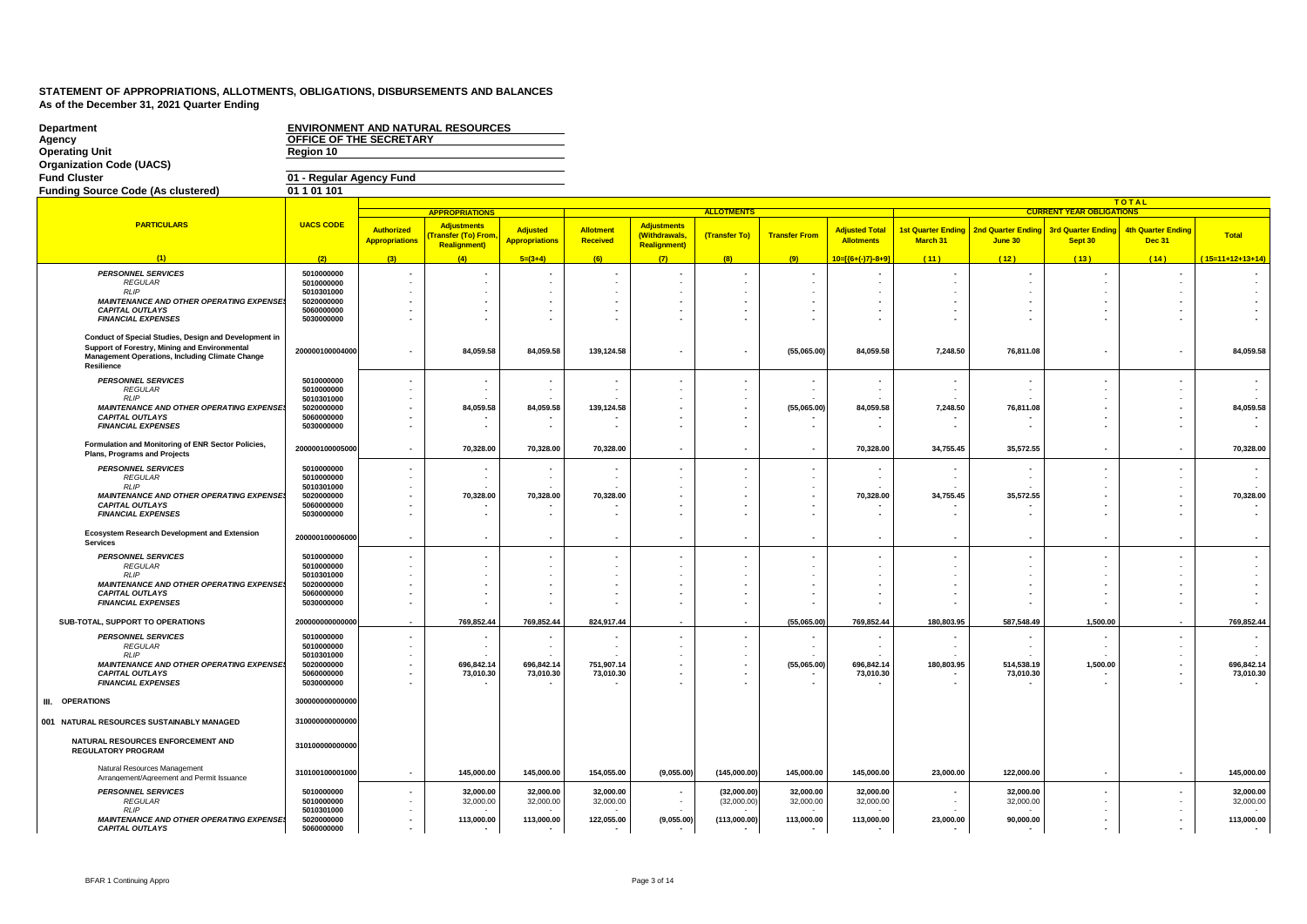# STATEMENT OF APPROPRIATIONS, ALLOTMENTS, OBLIGATIONS, DISBURSEMENTS AND BALANCES

**As of the December 31, 2021 Quarter Ending**

| | |
|---|---|
| **Department** | **ENVIRONMENT AND NATURAL RESOURCES** |
| **Agency** | **OFFICE OF THE SECRETARY** |
| **Operating Unit** | **Region 10** |
| **Organization Code (UACS)** | |
| **Fund Cluster** | **01 - Regular Agency Fund** |
| **Funding Source Code (As clustered)** | **01 1 01 101** |

| PARTICULARS | UACS CODE | APPROPRIATIONS | | | ALLOTMENTS | | | | | CURRENT YEAR OBLIGATIONS (TOTAL) | | | | |
|---|---|---|---|---|---|---|---|---|---|---|---|---|---|---|
| | | Authorized Appropriations | Adjustments (Transfer (To) From, Realignment) | Adjusted Appropriations | Allotment Received | Adjustments (Withdrawals, Realignment) | (Transfer To) | Transfer From | Adjusted Total Allotments | 1st Quarter Ending March 31 | 2nd Quarter Ending June 30 | 3rd Quarter Ending Sept 30 | 4th Quarter Ending Dec 31 | Total |
| (1) | (2) | (3) | (4) | 5=(3+4) | (6) | (7) | (8) | (9) | 10=[(6+(-)7)-8+9] | (11) | (12) | (13) | (14) | (15=11+12+13+14) |
| *PERSONNEL SERVICES* | 5010000000 | - | - | - | - | - | - | - | - | - | - | - | - | - |
| *REGULAR* | 5010000000 | - | - | - | - | - | - | - | - | - | - | - | - | - |
| *RLIP* | 5010301000 | - | - | - | - | - | - | - | - | - | - | - | - | - |
| *MAINTENANCE AND OTHER OPERATING EXPENSES* | 5020000000 | - | - | - | - | - | - | - | - | - | - | - | - | - |
| *CAPITAL OUTLAYS* | 5060000000 | - | - | - | - | - | - | - | - | - | - | - | - | - |
| *FINANCIAL EXPENSES* | 5030000000 | - | - | - | - | - | - | - | - | - | - | - | - | - |
| **Conduct of Special Studies, Design and Development in Support of Forestry, Mining and Environmental Management Operations, Including Climate Change Resilience** | 200000100004000 | - | 84,059.58 | 84,059.58 | 139,124.58 | - | - | (55,065.00) | 84,059.58 | 7,248.50 | 76,811.08 | - | - | 84,059.58 |
| *PERSONNEL SERVICES* | 5010000000 | - | - | - | - | - | - | - | - | - | - | - | - | - |
| *REGULAR* | 5010000000 | - | - | - | - | - | - | - | - | - | - | - | - | - |
| *RLIP* | 5010301000 | - | - | - | - | - | - | - | - | - | - | - | - | - |
| *MAINTENANCE AND OTHER OPERATING EXPENSES* | 5020000000 | - | 84,059.58 | 84,059.58 | 139,124.58 | - | - | (55,065.00) | 84,059.58 | 7,248.50 | 76,811.08 | - | - | 84,059.58 |
| *CAPITAL OUTLAYS* | 5060000000 | - | - | - | - | - | - | - | - | - | - | - | - | - |
| *FINANCIAL EXPENSES* | 5030000000 | - | - | - | - | - | - | - | - | - | - | - | - | - |
| **Formulation and Monitoring of ENR Sector Policies, Plans, Programs and Projects** | 200000100005000 | - | 70,328.00 | 70,328.00 | 70,328.00 | - | - | - | 70,328.00 | 34,755.45 | 35,572.55 | - | - | 70,328.00 |
| *PERSONNEL SERVICES* | 5010000000 | - | - | - | - | - | - | - | - | - | - | - | - | - |
| *REGULAR* | 5010000000 | - | - | - | - | - | - | - | - | - | - | - | - | - |
| *RLIP* | 5010301000 | - | - | - | - | - | - | - | - | - | - | - | - | - |
| *MAINTENANCE AND OTHER OPERATING EXPENSES* | 5020000000 | - | 70,328.00 | 70,328.00 | 70,328.00 | - | - | - | 70,328.00 | 34,755.45 | 35,572.55 | - | - | 70,328.00 |
| *CAPITAL OUTLAYS* | 5060000000 | - | - | - | - | - | - | - | - | - | - | - | - | - |
| *FINANCIAL EXPENSES* | 5030000000 | - | - | - | - | - | - | - | - | - | - | - | - | - |
| **Ecosystem Research Development and Extension Services** | 200000100006000 | - | - | - | - | - | - | - | - | - | - | - | - | - |
| *PERSONNEL SERVICES* | 5010000000 | - | - | - | - | - | - | - | - | - | - | - | - | - |
| *REGULAR* | 5010000000 | - | - | - | - | - | - | - | - | - | - | - | - | - |
| *RLIP* | 5010301000 | - | - | - | - | - | - | - | - | - | - | - | - | - |
| *MAINTENANCE AND OTHER OPERATING EXPENSES* | 5020000000 | - | - | - | - | - | - | - | - | - | - | - | - | - |
| *CAPITAL OUTLAYS* | 5060000000 | - | - | - | - | - | - | - | - | - | - | - | - | - |
| *FINANCIAL EXPENSES* | 5030000000 | - | - | - | - | - | - | - | - | - | - | - | - | - |
| **SUB-TOTAL, SUPPORT TO OPERATIONS** | 200000000000000 | - | 769,852.44 | 769,852.44 | 824,917.44 | - | - | (55,065.00) | 769,852.44 | 180,803.95 | 587,548.49 | 1,500.00 | - | 769,852.44 |
| *PERSONNEL SERVICES* | 5010000000 | - | - | - | - | - | - | - | - | - | - | - | - | - |
| *REGULAR* | 5010000000 | - | - | - | - | - | - | - | - | - | - | - | - | - |
| *RLIP* | 5010301000 | - | - | - | - | - | - | - | - | - | - | - | - | - |
| *MAINTENANCE AND OTHER OPERATING EXPENSES* | 5020000000 | - | 696,842.14 | 696,842.14 | 751,907.14 | - | - | (55,065.00) | 696,842.14 | 180,803.95 | 514,538.19 | 1,500.00 | - | 696,842.14 |
| *CAPITAL OUTLAYS* | 5060000000 | - | 73,010.30 | 73,010.30 | 73,010.30 | - | - | - | 73,010.30 | - | 73,010.30 | - | - | 73,010.30 |
| *FINANCIAL EXPENSES* | 5030000000 | - | - | - | - | - | - | - | - | - | - | - | - | - |
| **III. OPERATIONS** | 300000000000000 | | | | | | | | | | | | | |
| **001 NATURAL RESOURCES SUSTAINABLY MANAGED** | 310000000000000 | | | | | | | | | | | | | |
| **NATURAL RESOURCES ENFORCEMENT AND REGULATORY PROGRAM** | 310100000000000 | | | | | | | | | | | | | |
| Natural Resources Management Arrangement/Agreement and Permit Issuance | 310100100001000 | - | 145,000.00 | 145,000.00 | 154,055.00 | (9,055.00) | (145,000.00) | 145,000.00 | 145,000.00 | 23,000.00 | 122,000.00 | - | - | 145,000.00 |
| *PERSONNEL SERVICES* | 5010000000 | - | 32,000.00 | 32,000.00 | 32,000.00 | - | (32,000.00) | 32,000.00 | 32,000.00 | - | 32,000.00 | - | - | 32,000.00 |
| *REGULAR* | 5010000000 | - | 32,000.00 | 32,000.00 | 32,000.00 | - | (32,000.00) | 32,000.00 | 32,000.00 | - | 32,000.00 | - | - | 32,000.00 |
| *RLIP* | 5010301000 | - | - | - | - | - | - | - | - | - | - | - | - | - |
| *MAINTENANCE AND OTHER OPERATING EXPENSES* | 5020000000 | - | 113,000.00 | 113,000.00 | 122,055.00 | (9,055.00) | (113,000.00) | 113,000.00 | 113,000.00 | 23,000.00 | 90,000.00 | - | - | 113,000.00 |
| *CAPITAL OUTLAYS* | 5060000000 | - | - | - | - | - | - | - | - | - | - | - | - | - |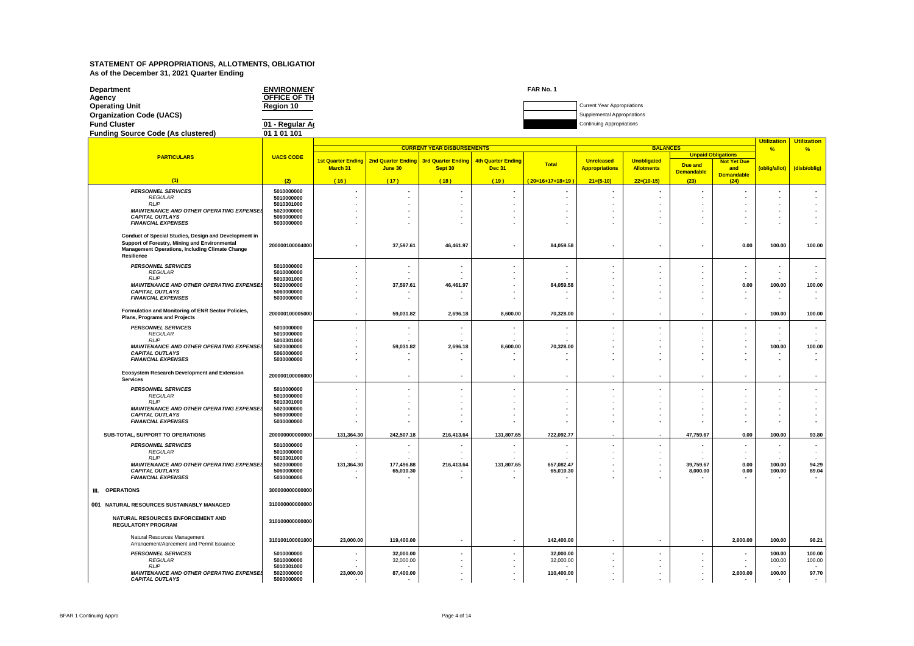# STATEMENT OF APPROPRIATIONS, ALLOTMENTS, OBLIGATIOI
As of the December 31, 2021 Quarter Ending

**Department** ENVIRONMEN
**Agency** OFFICE OF TH
**Operating Unit** Region 10
**Organization Code (UACS)**
**Fund Cluster** 01 - Regular A
**Funding Source Code (As clustered)** 01 1 01 101

FAR No. 1

Current Year Appropriations
Supplemental Appropriations
Continuing Appropriations

| PARTICULARS | UACS CODE | CURRENT YEAR DISBURSEMENTS | | | | | BALANCES | | | | Utilization % | Utilization % |
|---|---|---|---|---|---|---|---|---|---|---|---|---|
| | | 1st Quarter Ending March 31 | 2nd Quarter Ending June 30 | 3rd Quarter Ending Sept 30 | 4th Quarter Ending Dec 31 | Total | Unreleased Appropriations | Unobligated Allotments | Unpaid Obligations: Due and Demandable | Unpaid Obligations: Not Yet Due and Demandable | (oblig/allot) | (disb/oblig) |
| (1) | (2) | (16) | (17) | (18) | (19) | (20=16+17+18+19) | 21=(5-10) | 22=(10-15) | (23) | (24) | | |
| *PERSONNEL SERVICES* | 5010000000 | - | - | - | - | - | - | - | - | - | - | - |
| *REGULAR* | 5010000000 | - | - | - | - | - | - | - | - | - | - | - |
| *RLIP* | 5010301000 | - | - | - | - | - | - | - | - | - | - | - |
| *MAINTENANCE AND OTHER OPERATING EXPENSES* | 5020000000 | - | - | - | - | - | - | - | - | - | - | - |
| *CAPITAL OUTLAYS* | 5060000000 | - | - | - | - | - | - | - | - | - | - | - |
| *FINANCIAL EXPENSES* | 5030000000 | - | - | - | - | - | - | - | - | - | - | - |
| **Conduct of Special Studies, Design and Development in Support of Forestry, Mining and Environmental Management Operations, Including Climate Change Resilience** | 200000100004000 | - | 37,597.61 | 46,461.97 | - | 84,059.58 | - | - | - | 0.00 | 100.00 | 100.00 |
| *PERSONNEL SERVICES* | 5010000000 | - | - | - | - | - | - | - | - | - | - | - |
| *REGULAR* | 5010000000 | - | - | - | - | - | - | - | - | - | - | - |
| *RLIP* | 5010301000 | - | - | - | - | - | - | - | - | - | - | - |
| *MAINTENANCE AND OTHER OPERATING EXPENSES* | 5020000000 | - | 37,597.61 | 46,461.97 | - | 84,059.58 | - | - | - | 0.00 | 100.00 | 100.00 |
| *CAPITAL OUTLAYS* | 5060000000 | - | - | - | - | - | - | - | - | - | - | - |
| *FINANCIAL EXPENSES* | 5030000000 | - | - | - | - | - | - | - | - | - | - | - |
| **Formulation and Monitoring of ENR Sector Policies, Plans, Programs and Projects** | 200000100005000 | - | 59,031.82 | 2,696.18 | 8,600.00 | 70,328.00 | - | - | - | - | 100.00 | 100.00 |
| *PERSONNEL SERVICES* | 5010000000 | - | - | - | - | - | - | - | - | - | - | - |
| *REGULAR* | 5010000000 | - | - | - | - | - | - | - | - | - | - | - |
| *RLIP* | 5010301000 | - | - | - | - | - | - | - | - | - | - | - |
| *MAINTENANCE AND OTHER OPERATING EXPENSES* | 5020000000 | - | 59,031.82 | 2,696.18 | 8,600.00 | 70,328.00 | - | - | - | - | 100.00 | 100.00 |
| *CAPITAL OUTLAYS* | 5060000000 | - | - | - | - | - | - | - | - | - | - | - |
| *FINANCIAL EXPENSES* | 5030000000 | - | - | - | - | - | - | - | - | - | - | - |
| **Ecosystem Research Development and Extension Services** | 200000100006000 | - | - | - | - | - | - | - | - | - | - | - |
| *PERSONNEL SERVICES* | 5010000000 | - | - | - | - | - | - | - | - | - | - | - |
| *REGULAR* | 5010000000 | - | - | - | - | - | - | - | - | - | - | - |
| *RLIP* | 5010301000 | - | - | - | - | - | - | - | - | - | - | - |
| *MAINTENANCE AND OTHER OPERATING EXPENSES* | 5020000000 | - | - | - | - | - | - | - | - | - | - | - |
| *CAPITAL OUTLAYS* | 5060000000 | - | - | - | - | - | - | - | - | - | - | - |
| *FINANCIAL EXPENSES* | 5030000000 | - | - | - | - | - | - | - | - | - | - | - |
| **SUB-TOTAL, SUPPORT TO OPERATIONS** | 200000000000000 | 131,364.30 | 242,507.18 | 216,413.64 | 131,807.65 | 722,092.77 | - | - | 47,759.67 | 0.00 | 100.00 | 93.80 |
| *PERSONNEL SERVICES* | 5010000000 | - | - | - | - | - | - | - | - | - | - | - |
| *REGULAR* | 5010000000 | - | - | - | - | - | - | - | - | - | - | - |
| *RLIP* | 5010301000 | - | - | - | - | - | - | - | - | - | - | - |
| *MAINTENANCE AND OTHER OPERATING EXPENSES* | 5020000000 | 131,364.30 | 177,496.88 | 216,413.64 | 131,807.65 | 657,082.47 | - | - | 39,759.67 | 0.00 | 100.00 | 94.29 |
| *CAPITAL OUTLAYS* | 5060000000 | - | 65,010.30 | - | - | 65,010.30 | - | - | 8,000.00 | 0.00 | 100.00 | 89.04 |
| *FINANCIAL EXPENSES* | 5030000000 | - | - | - | - | - | - | - | - | - | - | - |
| **III. OPERATIONS** | 300000000000000 | | | | | | | | | | | |
| **001 NATURAL RESOURCES SUSTAINABLY MANAGED** | 310000000000000 | | | | | | | | | | | |
| **NATURAL RESOURCES ENFORCEMENT AND REGULATORY PROGRAM** | 310100000000000 | | | | | | | | | | | |
| Natural Resources Management Arrangement/Agreement and Permit Issuance | 310100100001000 | 23,000.00 | 119,400.00 | - | - | 142,400.00 | - | - | - | 2,600.00 | 100.00 | 98.21 |
| *PERSONNEL SERVICES* | 5010000000 | - | 32,000.00 | - | - | 32,000.00 | - | - | - | - | 100.00 | 100.00 |
| *REGULAR* | 5010000000 | - | 32,000.00 | - | - | 32,000.00 | - | - | - | - | 100.00 | 100.00 |
| *RLIP* | 5010301000 | - | - | - | - | - | - | - | - | - | - | - |
| *MAINTENANCE AND OTHER OPERATING EXPENSES* | 5020000000 | 23,000.00 | 87,400.00 | - | - | 110,400.00 | - | - | - | 2,600.00 | 100.00 | 97.70 |
| *CAPITAL OUTLAYS* | 5060000000 | - | - | - | - | - | - | - | - | - | - | - |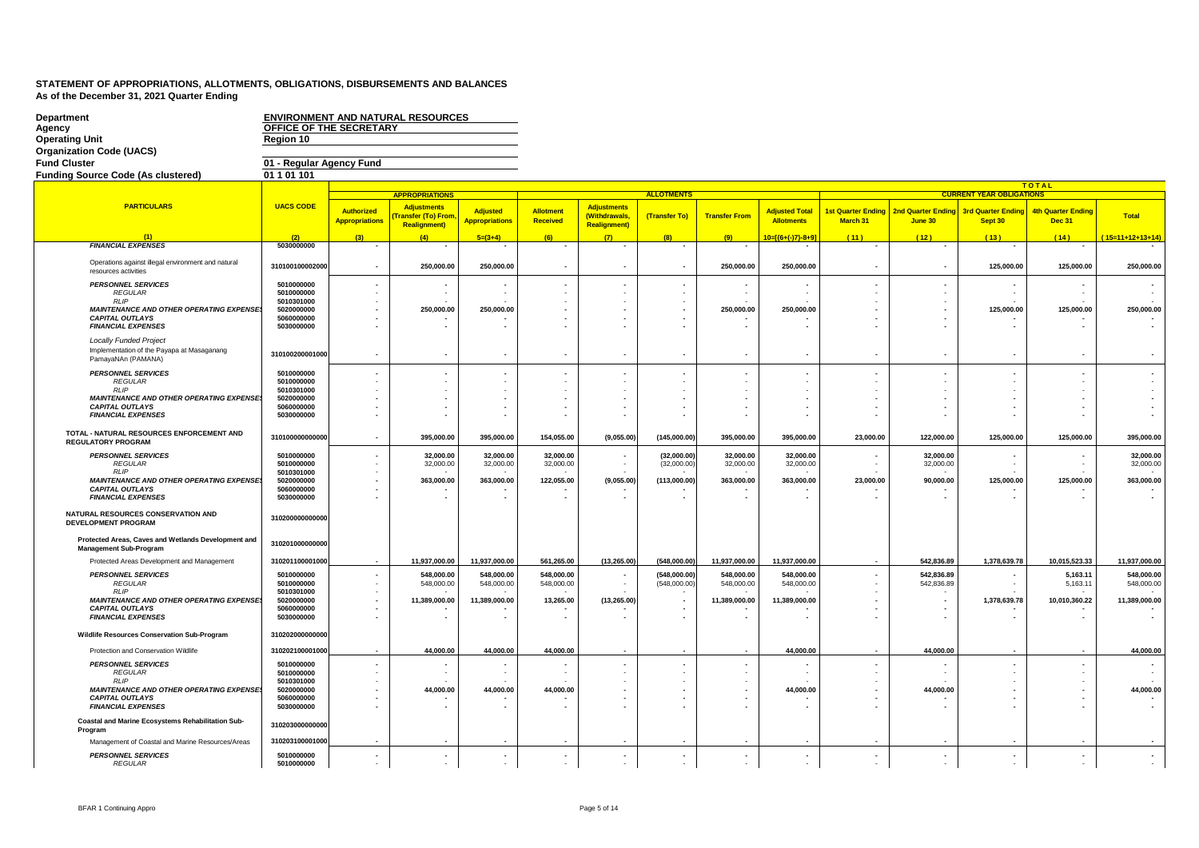# STATEMENT OF APPROPRIATIONS, ALLOTMENTS, OBLIGATIONS, DISBURSEMENTS AND BALANCES
As of the December 31, 2021 Quarter Ending

| | |
|---|---|
| **Department** | ENVIRONMENT AND NATURAL RESOURCES |
| **Agency** | OFFICE OF THE SECRETARY |
| **Operating Unit** | Region 10 |
| **Organization Code (UACS)** | |
| **Fund Cluster** | 01 - Regular Agency Fund |
| **Funding Source Code (As clustered)** | 01 1 01 101 |

| PARTICULARS | UACS CODE | APPROPRIATIONS: Authorized Appropriations | APPROPRIATIONS: Adjustments (Transfer (To) From, Realignment) | APPROPRIATIONS: Adjusted Appropriations | ALLOTMENTS: Allotment Received | ALLOTMENTS: Adjustments (Withdrawals, Realignment) | ALLOTMENTS: (Transfer To) | ALLOTMENTS: Transfer From | ALLOTMENTS: Adjusted Total Allotments | CURRENT YEAR OBLIGATIONS: 1st Quarter Ending March 31 | CURRENT YEAR OBLIGATIONS: 2nd Quarter Ending June 30 | CURRENT YEAR OBLIGATIONS: 3rd Quarter Ending Sept 30 | CURRENT YEAR OBLIGATIONS: 4th Quarter Ending Dec 31 | CURRENT YEAR OBLIGATIONS: Total |
|---|---|---|---|---|---|---|---|---|---|---|---|---|---|---|
| (1) | (2) | (3) | (4) | 5=(3+4) | (6) | (7) | (8) | (9) | 10=[(6+(-)7)-8+9] | (11) | (12) | (13) | (14) | (15=11+12+13+14) |
| *FINANCIAL EXPENSES* | 5030000000 | - | - | - | - | - | - | - | - | - | - | - | - | - |
| Operations against illegal environment and natural resources activities | 310100100002000 | - | 250,000.00 | 250,000.00 | - | - | - | 250,000.00 | 250,000.00 | - | - | 125,000.00 | 125,000.00 | 250,000.00 |
| *PERSONNEL SERVICES* | 5010000000 | - | - | - | - | - | - | - | - | - | - | - | - | - |
| *REGULAR* | 5010000000 | - | - | - | - | - | - | - | - | - | - | - | - | - |
| *RLIP* | 5010301000 | - | - | - | - | - | - | - | - | - | - | - | - | - |
| *MAINTENANCE AND OTHER OPERATING EXPENSES* | 5020000000 | - | 250,000.00 | 250,000.00 | - | - | - | 250,000.00 | 250,000.00 | - | - | 125,000.00 | 125,000.00 | 250,000.00 |
| *CAPITAL OUTLAYS* | 5060000000 | - | - | - | - | - | - | - | - | - | - | - | - | - |
| *FINANCIAL EXPENSES* | 5030000000 | - | - | - | - | - | - | - | - | - | - | - | - | - |
| *Locally Funded Project* Implementation of the Payapa at Masaganang PamayaNAn (PAMANA) | 310100200001000 | - | - | - | - | - | - | - | - | - | - | - | - | - |
| *PERSONNEL SERVICES* | 5010000000 | - | - | - | - | - | - | - | - | - | - | - | - | - |
| *REGULAR* | 5010000000 | - | - | - | - | - | - | - | - | - | - | - | - | - |
| *RLIP* | 5010301000 | - | - | - | - | - | - | - | - | - | - | - | - | - |
| *MAINTENANCE AND OTHER OPERATING EXPENSES* | 5020000000 | - | - | - | - | - | - | - | - | - | - | - | - | - |
| *CAPITAL OUTLAYS* | 5060000000 | - | - | - | - | - | - | - | - | - | - | - | - | - |
| *FINANCIAL EXPENSES* | 5030000000 | - | - | - | - | - | - | - | - | - | - | - | - | - |
| **TOTAL - NATURAL RESOURCES ENFORCEMENT AND REGULATORY PROGRAM** | 310100000000000 | - | 395,000.00 | 395,000.00 | 154,055.00 | (9,055.00) | (145,000.00) | 395,000.00 | 395,000.00 | 23,000.00 | 122,000.00 | 125,000.00 | 125,000.00 | 395,000.00 |
| *PERSONNEL SERVICES* | 5010000000 | - | 32,000.00 | 32,000.00 | 32,000.00 | - | (32,000.00) | 32,000.00 | 32,000.00 | - | 32,000.00 | - | - | 32,000.00 |
| *REGULAR* | 5010000000 | - | 32,000.00 | 32,000.00 | 32,000.00 | - | (32,000.00) | 32,000.00 | 32,000.00 | - | 32,000.00 | - | - | 32,000.00 |
| *RLIP* | 5010301000 | - | - | - | - | - | - | - | - | - | - | - | - | - |
| *MAINTENANCE AND OTHER OPERATING EXPENSES* | 5020000000 | - | 363,000.00 | 363,000.00 | 122,055.00 | (9,055.00) | (113,000.00) | 363,000.00 | 363,000.00 | 23,000.00 | 90,000.00 | 125,000.00 | 125,000.00 | 363,000.00 |
| *CAPITAL OUTLAYS* | 5060000000 | - | - | - | - | - | - | - | - | - | - | - | - | - |
| *FINANCIAL EXPENSES* | 5030000000 | - | - | - | - | - | - | - | - | - | - | - | - | - |
| **NATURAL RESOURCES CONSERVATION AND DEVELOPMENT PROGRAM** | 310200000000000 | | | | | | | | | | | | | |
| **Protected Areas, Caves and Wetlands Development and Management Sub-Program** | 310201000000000 | | | | | | | | | | | | | |
| Protected Areas Development and Management | 310201100001000 | - | 11,937,000.00 | 11,937,000.00 | 561,265.00 | (13,265.00) | (548,000.00) | 11,937,000.00 | 11,937,000.00 | - | 542,836.89 | 1,378,639.78 | 10,015,523.33 | 11,937,000.00 |
| *PERSONNEL SERVICES* | 5010000000 | - | 548,000.00 | 548,000.00 | 548,000.00 | - | (548,000.00) | 548,000.00 | 548,000.00 | - | 542,836.89 | - | 5,163.11 | 548,000.00 |
| *REGULAR* | 5010000000 | - | 548,000.00 | 548,000.00 | 548,000.00 | - | (548,000.00) | 548,000.00 | 548,000.00 | - | 542,836.89 | - | 5,163.11 | 548,000.00 |
| *RLIP* | 5010301000 | - | - | - | - | - | - | - | - | - | - | - | - | - |
| *MAINTENANCE AND OTHER OPERATING EXPENSES* | 5020000000 | - | 11,389,000.00 | 11,389,000.00 | 13,265.00 | (13,265.00) | - | 11,389,000.00 | 11,389,000.00 | - | - | 1,378,639.78 | 10,010,360.22 | 11,389,000.00 |
| *CAPITAL OUTLAYS* | 5060000000 | - | - | - | - | - | - | - | - | - | - | - | - | - |
| *FINANCIAL EXPENSES* | 5030000000 | - | - | - | - | - | - | - | - | - | - | - | - | - |
| **Wildlife Resources Conservation Sub-Program** | 310202000000000 | | | | | | | | | | | | | |
| Protection and Conservation Wildlife | 310202100001000 | - | 44,000.00 | 44,000.00 | 44,000.00 | - | - | - | 44,000.00 | - | 44,000.00 | - | - | 44,000.00 |
| *PERSONNEL SERVICES* | 5010000000 | - | - | - | - | - | - | - | - | - | - | - | - | - |
| *REGULAR* | 5010000000 | - | - | - | - | - | - | - | - | - | - | - | - | - |
| *RLIP* | 5010301000 | - | - | - | - | - | - | - | - | - | - | - | - | - |
| *MAINTENANCE AND OTHER OPERATING EXPENSES* | 5020000000 | - | 44,000.00 | 44,000.00 | 44,000.00 | - | - | - | 44,000.00 | - | 44,000.00 | - | - | 44,000.00 |
| *CAPITAL OUTLAYS* | 5060000000 | - | - | - | - | - | - | - | - | - | - | - | - | - |
| *FINANCIAL EXPENSES* | 5030000000 | - | - | - | - | - | - | - | - | - | - | - | - | - |
| **Coastal and Marine Ecosystems Rehabilitation Sub-Program** | 310203000000000 | | | | | | | | | | | | | |
| Management of Coastal and Marine Resources/Areas | 310203100001000 | - | - | - | - | - | - | - | - | - | - | - | - | - |
| *PERSONNEL SERVICES* | 5010000000 | - | - | - | - | - | - | - | - | - | - | - | - | - |
| *REGULAR* | 5010000000 | - | - | - | - | - | - | - | - | - | - | - | - | - |

BFAR 1 Continuing Appro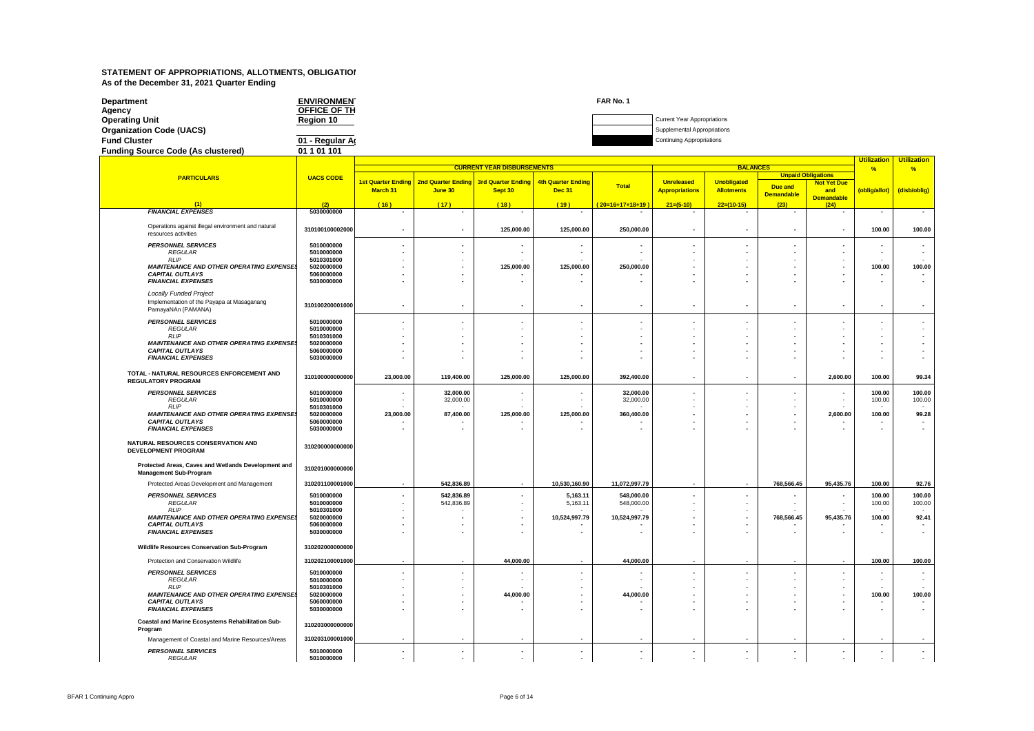## STATEMENT OF APPROPRIATIONS, ALLOTMENTS, OBLIGATIO

As of the December 31, 2021 Quarter Ending

| | | | |
|---|---|---|---|
| **Department** | ENVIRONMEN | FAR No. 1 | |
| **Agency** | OFFICE OF TH | | |
| **Operating Unit** | Region 10 | | Current Year Appropriations |
| **Organization Code (UACS)** | | | Supplemental Appropriations |
| **Fund Cluster** | 01 - Regular A | | Continuing Appropriations |
| **Funding Source Code (As clustered)** | 01 1 01 101 | | |

| PARTICULARS | UACS CODE | CURRENT YEAR DISBURSEMENTS | | | | | BALANCES | | | | Utilization % | Utilization % |
|---|---|---|---|---|---|---|---|---|---|---|---|---|
| | | 1st Quarter Ending March 31 | 2nd Quarter Ending June 30 | 3rd Quarter Ending Sept 30 | 4th Quarter Ending Dec 31 | Total | Unreleased Appropriations | Unobligated Allotments | Unpaid Obligations | | (oblig/allot) | (disb/oblig) |
| | | | | | | | | | Due and Demandable | Not Yet Due and Demandable | | |
| (1) | (2) | (16) | (17) | (18) | (19) | (20=16+17+18+19) | 21=(5-10) | 22=(10-15) | (23) | (24) | | |
| *FINANCIAL EXPENSES* | 5030000000 | - | - | - | - | - | - | - | - | - | - | - |
| Operations against illegal environment and natural resources activities | 310100100002000 | - | - | 125,000.00 | 125,000.00 | 250,000.00 | - | - | - | - | 100.00 | 100.00 |
| *PERSONNEL SERVICES* | 5010000000 | - | - | - | - | - | - | - | - | - | - | - |
| *REGULAR* | 5010000000 | - | - | - | - | - | - | - | - | - | - | - |
| *RLIP* | 5010301000 | - | - | - | - | - | - | - | - | - | - | - |
| *MAINTENANCE AND OTHER OPERATING EXPENSES* | 5020000000 | - | - | 125,000.00 | 125,000.00 | 250,000.00 | - | - | - | - | 100.00 | 100.00 |
| *CAPITAL OUTLAYS* | 5060000000 | - | - | - | - | - | - | - | - | - | - | - |
| *FINANCIAL EXPENSES* | 5030000000 | - | - | - | - | - | - | - | - | - | - | - |
| *Locally Funded Project* Implementation of the Payapa at Masaganang PamayaNAn (PAMANA) | 310100200001000 | - | - | - | - | - | - | - | - | - | - | - |
| *PERSONNEL SERVICES* | 5010000000 | - | - | - | - | - | - | - | - | - | - | - |
| *REGULAR* | 5010000000 | - | - | - | - | - | - | - | - | - | - | - |
| *RLIP* | 5010301000 | - | - | - | - | - | - | - | - | - | - | - |
| *MAINTENANCE AND OTHER OPERATING EXPENSES* | 5020000000 | - | - | - | - | - | - | - | - | - | - | - |
| *CAPITAL OUTLAYS* | 5060000000 | - | - | - | - | - | - | - | - | - | - | - |
| *FINANCIAL EXPENSES* | 5030000000 | - | - | - | - | - | - | - | - | - | - | - |
| **TOTAL - NATURAL RESOURCES ENFORCEMENT AND REGULATORY PROGRAM** | 310100000000000 | 23,000.00 | 119,400.00 | 125,000.00 | 125,000.00 | 392,400.00 | - | - | - | 2,600.00 | 100.00 | 99.34 |
| *PERSONNEL SERVICES* | 5010000000 | - | 32,000.00 | - | - | 32,000.00 | - | - | - | - | 100.00 | 100.00 |
| *REGULAR* | 5010000000 | - | 32,000.00 | - | - | 32,000.00 | - | - | - | - | 100.00 | 100.00 |
| *RLIP* | 5010301000 | - | - | - | - | - | - | - | - | - | - | - |
| *MAINTENANCE AND OTHER OPERATING EXPENSES* | 5020000000 | 23,000.00 | 87,400.00 | 125,000.00 | 125,000.00 | 360,400.00 | - | - | - | 2,600.00 | 100.00 | 99.28 |
| *CAPITAL OUTLAYS* | 5060000000 | - | - | - | - | - | - | - | - | - | - | - |
| *FINANCIAL EXPENSES* | 5030000000 | - | - | - | - | - | - | - | - | - | - | - |
| **NATURAL RESOURCES CONSERVATION AND DEVELOPMENT PROGRAM** | 310200000000000 | | | | | | | | | | | |
| **Protected Areas, Caves and Wetlands Development and Management Sub-Program** | 310201000000000 | | | | | | | | | | | |
| Protected Areas Development and Management | 310201100001000 | - | 542,836.89 | - | 10,530,160.90 | 11,072,997.79 | - | - | 768,566.45 | 95,435.76 | 100.00 | 92.76 |
| *PERSONNEL SERVICES* | 5010000000 | - | 542,836.89 | - | 5,163.11 | 548,000.00 | - | - | - | - | 100.00 | 100.00 |
| *REGULAR* | 5010000000 | - | 542,836.89 | - | 5,163.11 | 548,000.00 | - | - | - | - | 100.00 | 100.00 |
| *RLIP* | 5010301000 | - | - | - | - | - | - | - | - | - | - | - |
| *MAINTENANCE AND OTHER OPERATING EXPENSES* | 5020000000 | - | - | - | 10,524,997.79 | 10,524,997.79 | - | - | 768,566.45 | 95,435.76 | 100.00 | 92.41 |
| *CAPITAL OUTLAYS* | 5060000000 | - | - | - | - | - | - | - | - | - | - | - |
| *FINANCIAL EXPENSES* | 5030000000 | - | - | - | - | - | - | - | - | - | - | - |
| **Wildlife Resources Conservation Sub-Program** | 310202000000000 | | | | | | | | | | | |
| Protection and Conservation Wildlife | 310202100001000 | - | - | 44,000.00 | - | 44,000.00 | - | - | - | - | 100.00 | 100.00 |
| *PERSONNEL SERVICES* | 5010000000 | - | - | - | - | - | - | - | - | - | - | - |
| *REGULAR* | 5010000000 | - | - | - | - | - | - | - | - | - | - | - |
| *RLIP* | 5010301000 | - | - | - | - | - | - | - | - | - | - | - |
| *MAINTENANCE AND OTHER OPERATING EXPENSES* | 5020000000 | - | - | 44,000.00 | - | 44,000.00 | - | - | - | - | 100.00 | 100.00 |
| *CAPITAL OUTLAYS* | 5060000000 | - | - | - | - | - | - | - | - | - | - | - |
| *FINANCIAL EXPENSES* | 5030000000 | - | - | - | - | - | - | - | - | - | - | - |
| **Coastal and Marine Ecosystems Rehabilitation Sub-Program** | 310203000000000 | | | | | | | | | | | |
| Management of Coastal and Marine Resources/Areas | 310203100001000 | - | - | - | - | - | - | - | - | - | - | - |
| *PERSONNEL SERVICES* | 5010000000 | - | - | - | - | - | - | - | - | - | - | - |
| *REGULAR* | 5010000000 | - | - | - | - | - | - | - | - | - | - | - |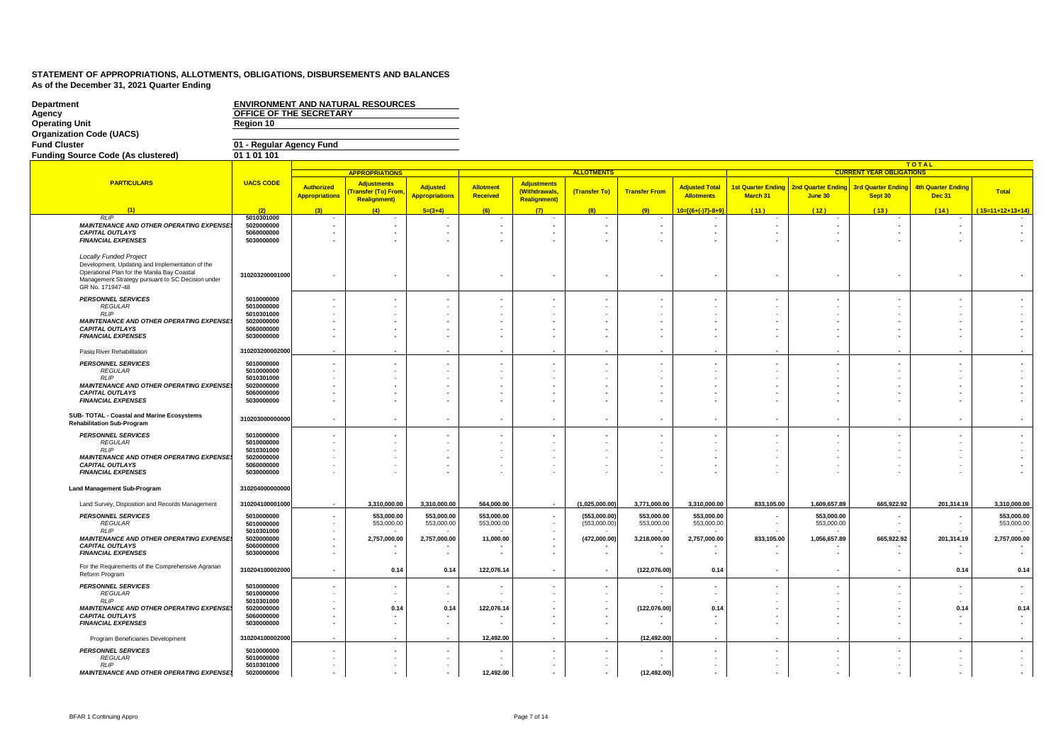## STATEMENT OF APPROPRIATIONS, ALLOTMENTS, OBLIGATIONS, DISBURSEMENTS AND BALANCES
As of the December 31, 2021 Quarter Ending

| | |
|---|---|
| Department | ENVIRONMENT AND NATURAL RESOURCES |
| Agency | OFFICE OF THE SECRETARY |
| Operating Unit | Region 10 |
| Organization Code (UACS) | |
| Fund Cluster | 01 - Regular Agency Fund |
| Funding Source Code (As clustered) | 01 1 01 101 |

| PARTICULARS | UACS CODE | APPROPRIATIONS: Authorized Appropriations | Adjustments (Transfer (To) From, Realignment) | Adjusted Appropriations | ALLOTMENTS: Allotment Received | Adjustments (Withdrawals, Realignment) | (Transfer To) | Transfer From | Adjusted Total Allotments | CURRENT YEAR OBLIGATIONS: 1st Quarter Ending March 31 | 2nd Quarter Ending June 30 | 3rd Quarter Ending Sept 30 | 4th Quarter Ending Dec 31 | Total |
|---|---|---|---|---|---|---|---|---|---|---|---|---|---|---|
| (1) | (2) | (3) | (4) | 5=(3+4) | (6) | (7) | (8) | (9) | 10=[(6+(-)7)-8+9] | (11) | (12) | (13) | (14) | (15=11+12+13+14) |
| *RLIP* | 5010301000 | - | - | - | - | - | - | - | - | - | - | - | - | - |
| ***MAINTENANCE AND OTHER OPERATING EXPENSES*** | 5020000000 | - | - | - | - | - | - | - | - | - | - | - | - | - |
| ***CAPITAL OUTLAYS*** | 5060000000 | - | - | - | - | - | - | - | - | - | - | - | - | - |
| ***FINANCIAL EXPENSES*** | 5030000000 | - | - | - | - | - | - | - | - | - | - | - | - | - |
| *Locally Funded Project* Development, Updating and Implementation of the Operational Plan for the Manila Bay Coastal Management Strategy pursuant to SC Decision under GR No. 171947-48 | 310203200001000 | - | - | - | - | - | - | - | - | - | - | - | - | - |
| ***PERSONNEL SERVICES*** | 5010000000 | - | - | - | - | - | - | - | - | - | - | - | - | - |
| *REGULAR* | 5010000000 | - | - | - | - | - | - | - | - | - | - | - | - | - |
| *RLIP* | 5010301000 | - | - | - | - | - | - | - | - | - | - | - | - | - |
| ***MAINTENANCE AND OTHER OPERATING EXPENSES*** | 5020000000 | - | - | - | - | - | - | - | - | - | - | - | - | - |
| ***CAPITAL OUTLAYS*** | 5060000000 | - | - | - | - | - | - | - | - | - | - | - | - | - |
| ***FINANCIAL EXPENSES*** | 5030000000 | - | - | - | - | - | - | - | - | - | - | - | - | - |
| Pasig River Rehabilitation | 310203200002000 | - | - | - | - | - | - | - | - | - | - | - | - | - |
| ***PERSONNEL SERVICES*** | 5010000000 | - | - | - | - | - | - | - | - | - | - | - | - | - |
| *REGULAR* | 5010000000 | - | - | - | - | - | - | - | - | - | - | - | - | - |
| *RLIP* | 5010301000 | - | - | - | - | - | - | - | - | - | - | - | - | - |
| ***MAINTENANCE AND OTHER OPERATING EXPENSES*** | 5020000000 | - | - | - | - | - | - | - | - | - | - | - | - | - |
| ***CAPITAL OUTLAYS*** | 5060000000 | - | - | - | - | - | - | - | - | - | - | - | - | - |
| ***FINANCIAL EXPENSES*** | 5030000000 | - | - | - | - | - | - | - | - | - | - | - | - | - |
| **SUB- TOTAL - Coastal and Marine Ecosystems Rehabilitation Sub-Program** | 310203000000000 | - | - | - | - | - | - | - | - | - | - | - | - | - |
| ***PERSONNEL SERVICES*** | 5010000000 | - | - | - | - | - | - | - | - | - | - | - | - | - |
| *REGULAR* | 5010000000 | - | - | - | - | - | - | - | - | - | - | - | - | - |
| *RLIP* | 5010301000 | - | - | - | - | - | - | - | - | - | - | - | - | - |
| ***MAINTENANCE AND OTHER OPERATING EXPENSES*** | 5020000000 | - | - | - | - | - | - | - | - | - | - | - | - | - |
| ***CAPITAL OUTLAYS*** | 5060000000 | - | - | - | - | - | - | - | - | - | - | - | - | - |
| ***FINANCIAL EXPENSES*** | 5030000000 | - | - | - | - | - | - | - | - | - | - | - | - | - |
| **Land Management Sub-Program** | 310204000000000 | | | | | | | | | | | | | |
| Land Survey, Disposition and Records Management | 310204100001000 | - | 3,310,000.00 | 3,310,000.00 | 564,000.00 | - | (1,025,000.00) | 3,771,000.00 | 3,310,000.00 | 833,105.00 | 1,609,657.89 | 665,922.92 | 201,314.19 | 3,310,000.00 |
| ***PERSONNEL SERVICES*** | 5010000000 | - | 553,000.00 | 553,000.00 | 553,000.00 | - | (553,000.00) | 553,000.00 | 553,000.00 | - | 553,000.00 | - | - | 553,000.00 |
| *REGULAR* | 5010000000 | - | 553,000.00 | 553,000.00 | 553,000.00 | - | (553,000.00) | 553,000.00 | 553,000.00 | - | 553,000.00 | - | - | 553,000.00 |
| *RLIP* | 5010301000 | - | - | - | - | - | - | - | - | - | - | - | - | - |
| ***MAINTENANCE AND OTHER OPERATING EXPENSES*** | 5020000000 | - | 2,757,000.00 | 2,757,000.00 | 11,000.00 | - | (472,000.00) | 3,218,000.00 | 2,757,000.00 | 833,105.00 | 1,056,657.89 | 665,922.92 | 201,314.19 | 2,757,000.00 |
| ***CAPITAL OUTLAYS*** | 5060000000 | - | - | - | - | - | - | - | - | - | - | - | - | - |
| ***FINANCIAL EXPENSES*** | 5030000000 | - | - | - | - | - | - | - | - | - | - | - | - | - |
| For the Requirements of the Comprehensive Agrarian Reform Program | 310204100002000 | - | 0.14 | 0.14 | 122,076.14 | - | - | (122,076.00) | 0.14 | - | - | - | 0.14 | 0.14 |
| ***PERSONNEL SERVICES*** | 5010000000 | - | - | - | - | - | - | - | - | - | - | - | - | - |
| *REGULAR* | 5010000000 | - | - | - | - | - | - | - | - | - | - | - | - | - |
| *RLIP* | 5010301000 | - | - | - | - | - | - | - | - | - | - | - | - | - |
| ***MAINTENANCE AND OTHER OPERATING EXPENSES*** | 5020000000 | - | 0.14 | 0.14 | 122,076.14 | - | - | (122,076.00) | 0.14 | - | - | - | 0.14 | 0.14 |
| ***CAPITAL OUTLAYS*** | 5060000000 | - | - | - | - | - | - | - | - | - | - | - | - | - |
| ***FINANCIAL EXPENSES*** | 5030000000 | - | - | - | - | - | - | - | - | - | - | - | - | - |
| Program Beneficiaries Development | 310204100002000 | - | - | - | 12,492.00 | - | - | (12,492.00) | - | - | - | - | - | - |
| ***PERSONNEL SERVICES*** | 5010000000 | - | - | - | - | - | - | - | - | - | - | - | - | - |
| *REGULAR* | 5010000000 | - | - | - | - | - | - | - | - | - | - | - | - | - |
| *RLIP* | 5010301000 | - | - | - | - | - | - | - | - | - | - | - | - | - |
| ***MAINTENANCE AND OTHER OPERATING EXPENSES*** | 5020000000 | - | - | - | 12,492.00 | - | - | (12,492.00) | - | - | - | - | - | - |

BFAR 1 Continuing Appro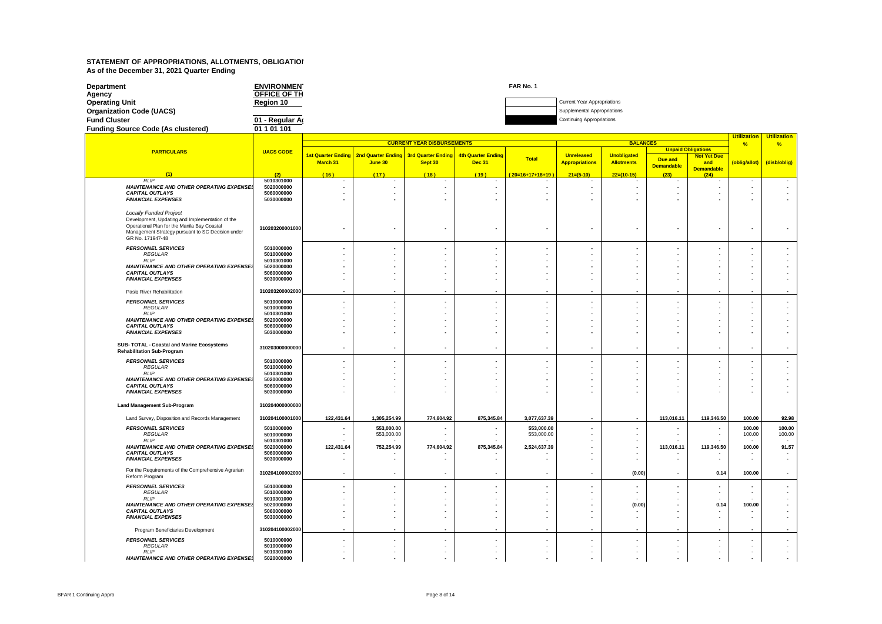# STATEMENT OF APPROPRIATIONS, ALLOTMENTS, OBLIGATIONS

As of the December 31, 2021 Quarter Ending

| | | | |
|---|---|---|---|
| **Department** | ENVIRONMENT | FAR No. 1 | |
| **Agency** | OFFICE OF TH | | |
| **Operating Unit** | Region 10 | | Current Year Appropriations |
| **Organization Code (UACS)** | | | Supplemental Appropriations |
| **Fund Cluster** | 01 - Regular Ag | | Continuing Appropriations |
| **Funding Source Code (As clustered)** | 01 1 01 101 | | |

| PARTICULARS | UACS CODE | CURRENT YEAR DISBURSEMENTS | | | | | BALANCES | | | | Utilization % | Utilization % |
|---|---|---|---|---|---|---|---|---|---|---|---|---|
| | | 1st Quarter Ending March 31 | 2nd Quarter Ending June 30 | 3rd Quarter Ending Sept 30 | 4th Quarter Ending Dec 31 | Total | Unreleased Appropriations | Unobligated Allotments | Unpaid Obligations | | (oblig/allot) | (disb/oblig) |
| | | | | | | | | | Due and Demandable | Not Yet Due and Demandable | | |
| (1) | (2) | (16) | (17) | (18) | (19) | (20=16+17+18+19) | 21=(5-10) | 22=(10-15) | (23) | (24) | | |
| *RLIP* | 5010301000 | - | - | - | - | - | - | - | - | - | - | - |
| ***MAINTENANCE AND OTHER OPERATING EXPENSES*** | 5020000000 | - | - | - | - | - | - | - | - | - | - | - |
| ***CAPITAL OUTLAYS*** | 5060000000 | - | - | - | - | - | - | - | - | - | - | - |
| ***FINANCIAL EXPENSES*** | 5030000000 | - | - | - | - | - | - | - | - | - | - | - |
| *Locally Funded Project* Development, Updating and Implementation of the Operational Plan for the Manila Bay Coastal Management Strategy pursuant to SC Decision under GR No. 171947-48 | 310203200001000 | - | - | - | - | - | - | - | - | - | - | - |
| ***PERSONNEL SERVICES*** | 5010000000 | - | - | - | - | - | - | - | - | - | - | - |
| *REGULAR* | 5010000000 | - | - | - | - | - | - | - | - | - | - | - |
| *RLIP* | 5010301000 | - | - | - | - | - | - | - | - | - | - | - |
| ***MAINTENANCE AND OTHER OPERATING EXPENSES*** | 5020000000 | - | - | - | - | - | - | - | - | - | - | - |
| ***CAPITAL OUTLAYS*** | 5060000000 | - | - | - | - | - | - | - | - | - | - | - |
| ***FINANCIAL EXPENSES*** | 5030000000 | - | - | - | - | - | - | - | - | - | - | - |
| Pasig River Rehabilitation | 310203200002000 | - | - | - | - | - | - | - | - | - | - | - |
| ***PERSONNEL SERVICES*** | 5010000000 | - | - | - | - | - | - | - | - | - | - | - |
| *REGULAR* | 5010000000 | - | - | - | - | - | - | - | - | - | - | - |
| *RLIP* | 5010301000 | - | - | - | - | - | - | - | - | - | - | - |
| ***MAINTENANCE AND OTHER OPERATING EXPENSES*** | 5020000000 | - | - | - | - | - | - | - | - | - | - | - |
| ***CAPITAL OUTLAYS*** | 5060000000 | - | - | - | - | - | - | - | - | - | - | - |
| ***FINANCIAL EXPENSES*** | 5030000000 | - | - | - | - | - | - | - | - | - | - | - |
| **SUB- TOTAL - Coastal and Marine Ecosystems Rehabilitation Sub-Program** | 310203000000000 | - | - | - | - | - | - | - | - | - | - | - |
| ***PERSONNEL SERVICES*** | 5010000000 | - | - | - | - | - | - | - | - | - | - | - |
| *REGULAR* | 5010000000 | - | - | - | - | - | - | - | - | - | - | - |
| *RLIP* | 5010301000 | - | - | - | - | - | - | - | - | - | - | - |
| ***MAINTENANCE AND OTHER OPERATING EXPENSES*** | 5020000000 | - | - | - | - | - | - | - | - | - | - | - |
| ***CAPITAL OUTLAYS*** | 5060000000 | - | - | - | - | - | - | - | - | - | - | - |
| ***FINANCIAL EXPENSES*** | 5030000000 | - | - | - | - | - | - | - | - | - | - | - |
| **Land Management Sub-Program** | 310204000000000 | | | | | | | | | | | |
| Land Survey, Disposition and Records Management | 310204100001000 | 122,431.64 | 1,305,254.99 | 774,604.92 | 875,345.84 | 3,077,637.39 | - | - | 113,016.11 | 119,346.50 | 100.00 | 92.98 |
| ***PERSONNEL SERVICES*** | 5010000000 | - | 553,000.00 | - | - | 553,000.00 | - | - | - | - | 100.00 | 100.00 |
| *REGULAR* | 5010000000 | - | 553,000.00 | - | - | 553,000.00 | - | - | - | - | 100.00 | 100.00 |
| *RLIP* | 5010301000 | - | - | - | - | - | - | - | - | - | - | - |
| ***MAINTENANCE AND OTHER OPERATING EXPENSES*** | 5020000000 | 122,431.64 | 752,254.99 | 774,604.92 | 875,345.84 | 2,524,637.39 | - | - | 113,016.11 | 119,346.50 | 100.00 | 91.57 |
| ***CAPITAL OUTLAYS*** | 5060000000 | - | - | - | - | - | - | - | - | - | - | - |
| ***FINANCIAL EXPENSES*** | 5030000000 | - | - | - | - | - | - | - | - | - | - | - |
| For the Requirements of the Comprehensive Agrarian Reform Program | 310204100002000 | - | - | - | - | - | - | (0.00) | - | 0.14 | 100.00 | - |
| ***PERSONNEL SERVICES*** | 5010000000 | - | - | - | - | - | - | - | - | - | - | - |
| *REGULAR* | 5010000000 | - | - | - | - | - | - | - | - | - | - | - |
| *RLIP* | 5010301000 | - | - | - | - | - | - | - | - | - | - | - |
| ***MAINTENANCE AND OTHER OPERATING EXPENSES*** | 5020000000 | - | - | - | - | - | - | (0.00) | - | 0.14 | 100.00 | - |
| ***CAPITAL OUTLAYS*** | 5060000000 | - | - | - | - | - | - | - | - | - | - | - |
| ***FINANCIAL EXPENSES*** | 5030000000 | - | - | - | - | - | - | - | - | - | - | - |
| Program Beneficiaries Development | 310204100002000 | - | - | - | - | - | - | - | - | - | - | - |
| ***PERSONNEL SERVICES*** | 5010000000 | - | - | - | - | - | - | - | - | - | - | - |
| *REGULAR* | 5010000000 | - | - | - | - | - | - | - | - | - | - | - |
| *RLIP* | 5010301000 | - | - | - | - | - | - | - | - | - | - | - |
| ***MAINTENANCE AND OTHER OPERATING EXPENSES*** | 5020000000 | - | - | - | - | - | - | - | - | - | - | - |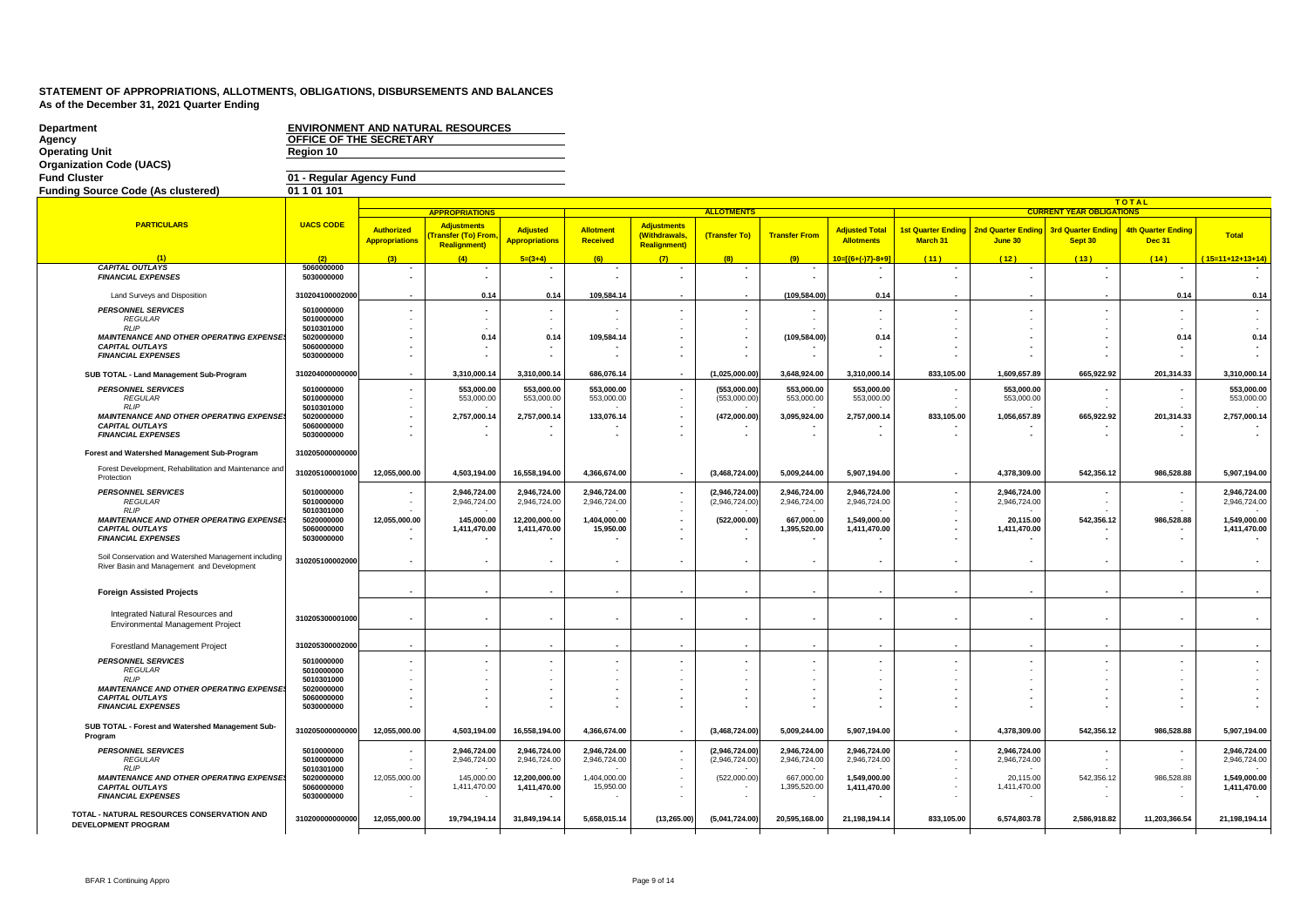# STATEMENT OF APPROPRIATIONS, ALLOTMENTS, OBLIGATIONS, DISBURSEMENTS AND BALANCES

As of the December 31, 2021 Quarter Ending

| | |
|---|---|
| Department | ENVIRONMENT AND NATURAL RESOURCES |
| Agency | OFFICE OF THE SECRETARY |
| Operating Unit | Region 10 |
| Organization Code (UACS) | |
| Fund Cluster | 01 - Regular Agency Fund |
| Funding Source Code (As clustered) | 01 1 01 101 |

| PARTICULARS | UACS CODE | APPROPRIATIONS | | | ALLOTMENTS | | | | | CURRENT YEAR OBLIGATIONS (TOTAL) | | | | |
|---|---|---|---|---|---|---|---|---|---|---|---|---|---|---|
| | | Authorized Appropriations | Adjustments (Transfer (To) From, Realignment) | Adjusted Appropriations | Allotment Received | Adjustments (Withdrawals, Realignment) | (Transfer To) | Transfer From | Adjusted Total Allotments | 1st Quarter Ending March 31 | 2nd Quarter Ending June 30 | 3rd Quarter Ending Sept 30 | 4th Quarter Ending Dec 31 | Total |
| (1) | (2) | (3) | (4) | 5=(3+4) | (6) | (7) | (8) | (9) | 10=[(6+(-)7)-8+9] | (11) | (12) | (13) | (14) | (15=11+12+13+14) |
| *CAPITAL OUTLAYS* | 5060000000 | - | - | - | - | - | - | - | - | - | - | - | - | - |
| *FINANCIAL EXPENSES* | 5030000000 | - | - | - | - | - | - | - | - | - | - | - | - | - |
| Land Surveys and Disposition | 310204100002000 | - | 0.14 | 0.14 | 109,584.14 | - | - | (109,584.00) | 0.14 | - | - | - | 0.14 | 0.14 |
| *PERSONNEL SERVICES* | 5010000000 | - | - | - | - | - | - | - | - | - | - | - | - | - |
| *REGULAR* | 5010000000 | - | - | - | - | - | - | - | - | - | - | - | - | - |
| *RLIP* | 5010301000 | - | - | - | - | - | - | - | - | - | - | - | - | - |
| *MAINTENANCE AND OTHER OPERATING EXPENSES* | 5020000000 | - | 0.14 | 0.14 | 109,584.14 | - | - | (109,584.00) | 0.14 | - | - | - | 0.14 | 0.14 |
| *CAPITAL OUTLAYS* | 5060000000 | - | - | - | - | - | - | - | - | - | - | - | - | - |
| *FINANCIAL EXPENSES* | 5030000000 | - | - | - | - | - | - | - | - | - | - | - | - | - |
| SUB TOTAL - Land Management Sub-Program | 310204000000000 | - | 3,310,000.14 | 3,310,000.14 | 686,076.14 | - | (1,025,000.00) | 3,648,924.00 | 3,310,000.14 | 833,105.00 | 1,609,657.89 | 665,922.92 | 201,314.33 | 3,310,000.14 |
| *PERSONNEL SERVICES* | 5010000000 | - | 553,000.00 | 553,000.00 | 553,000.00 | - | (553,000.00) | 553,000.00 | 553,000.00 | - | 553,000.00 | - | - | 553,000.00 |
| *REGULAR* | 5010000000 | - | 553,000.00 | 553,000.00 | 553,000.00 | - | (553,000.00) | 553,000.00 | 553,000.00 | - | 553,000.00 | - | - | 553,000.00 |
| *RLIP* | 5010301000 | - | - | - | - | - | - | - | - | - | - | - | - | - |
| *MAINTENANCE AND OTHER OPERATING EXPENSES* | 5020000000 | - | 2,757,000.14 | 2,757,000.14 | 133,076.14 | - | (472,000.00) | 3,095,924.00 | 2,757,000.14 | 833,105.00 | 1,056,657.89 | 665,922.92 | 201,314.33 | 2,757,000.14 |
| *CAPITAL OUTLAYS* | 5060000000 | - | - | - | - | - | - | - | - | - | - | - | - | - |
| *FINANCIAL EXPENSES* | 5030000000 | - | - | - | - | - | - | - | - | - | - | - | - | - |
| **Forest and Watershed Management Sub-Program** | 310205000000000 | | | | | | | | | | | | | |
| Forest Development, Rehabilitation and Maintenance and Protection | 310205100001000 | 12,055,000.00 | 4,503,194.00 | 16,558,194.00 | 4,366,674.00 | - | (3,468,724.00) | 5,009,244.00 | 5,907,194.00 | - | 4,378,309.00 | 542,356.12 | 986,528.88 | 5,907,194.00 |
| *PERSONNEL SERVICES* | 5010000000 | - | 2,946,724.00 | 2,946,724.00 | 2,946,724.00 | - | (2,946,724.00) | 2,946,724.00 | 2,946,724.00 | - | 2,946,724.00 | - | - | 2,946,724.00 |
| *REGULAR* | 5010000000 | - | 2,946,724.00 | 2,946,724.00 | 2,946,724.00 | - | (2,946,724.00) | 2,946,724.00 | 2,946,724.00 | - | 2,946,724.00 | - | - | 2,946,724.00 |
| *RLIP* | 5010301000 | - | - | - | - | - | - | - | - | - | - | - | - | - |
| *MAINTENANCE AND OTHER OPERATING EXPENSES* | 5020000000 | 12,055,000.00 | 145,000.00 | 12,200,000.00 | 1,404,000.00 | - | (522,000.00) | 667,000.00 | 1,549,000.00 | - | 20,115.00 | 542,356.12 | 986,528.88 | 1,549,000.00 |
| *CAPITAL OUTLAYS* | 5060000000 | - | 1,411,470.00 | 1,411,470.00 | 15,950.00 | - | - | 1,395,520.00 | 1,411,470.00 | - | 1,411,470.00 | - | - | 1,411,470.00 |
| *FINANCIAL EXPENSES* | 5030000000 | - | - | - | - | - | - | - | - | - | - | - | - | - |
| Soil Conservation and Watershed Management including River Basin and Management and Development | 310205100002000 | - | - | - | - | - | - | - | - | - | - | - | - | - |
| **Foreign Assisted Projects** | | - | - | - | - | - | - | - | - | - | - | - | - | - |
| Integrated Natural Resources and Environmental Management Project | 310205300001000 | - | - | - | - | - | - | - | - | - | - | - | - | - |
| Forestland Management Project | 310205300002000 | - | - | - | - | - | - | - | - | - | - | - | - | - |
| *PERSONNEL SERVICES* | 5010000000 | - | - | - | - | - | - | - | - | - | - | - | - | - |
| *REGULAR* | 5010000000 | - | - | - | - | - | - | - | - | - | - | - | - | - |
| *RLIP* | 5010301000 | - | - | - | - | - | - | - | - | - | - | - | - | - |
| *MAINTENANCE AND OTHER OPERATING EXPENSES* | 5020000000 | - | - | - | - | - | - | - | - | - | - | - | - | - |
| *CAPITAL OUTLAYS* | 5060000000 | - | - | - | - | - | - | - | - | - | - | - | - | - |
| *FINANCIAL EXPENSES* | 5030000000 | - | - | - | - | - | - | - | - | - | - | - | - | - |
| SUB TOTAL - Forest and Watershed Management Sub-Program | 310205000000000 | 12,055,000.00 | 4,503,194.00 | 16,558,194.00 | 4,366,674.00 | - | (3,468,724.00) | 5,009,244.00 | 5,907,194.00 | - | 4,378,309.00 | 542,356.12 | 986,528.88 | 5,907,194.00 |
| *PERSONNEL SERVICES* | 5010000000 | - | 2,946,724.00 | 2,946,724.00 | 2,946,724.00 | - | (2,946,724.00) | 2,946,724.00 | 2,946,724.00 | - | 2,946,724.00 | - | - | 2,946,724.00 |
| *REGULAR* | 5010000000 | - | 2,946,724.00 | 2,946,724.00 | 2,946,724.00 | - | (2,946,724.00) | 2,946,724.00 | 2,946,724.00 | - | 2,946,724.00 | - | - | 2,946,724.00 |
| *RLIP* | 5010301000 | - | - | - | - | - | - | - | - | - | - | - | - | - |
| *MAINTENANCE AND OTHER OPERATING EXPENSES* | 5020000000 | 12,055,000.00 | 145,000.00 | 12,200,000.00 | 1,404,000.00 | - | (522,000.00) | 667,000.00 | 1,549,000.00 | - | 20,115.00 | 542,356.12 | 986,528.88 | 1,549,000.00 |
| *CAPITAL OUTLAYS* | 5060000000 | - | 1,411,470.00 | 1,411,470.00 | 15,950.00 | - | - | 1,395,520.00 | 1,411,470.00 | - | 1,411,470.00 | - | - | 1,411,470.00 |
| *FINANCIAL EXPENSES* | 5030000000 | - | - | - | - | - | - | - | - | - | - | - | - | - |
| TOTAL - NATURAL RESOURCES CONSERVATION AND DEVELOPMENT PROGRAM | 310200000000000 | 12,055,000.00 | 19,794,194.14 | 31,849,194.14 | 5,658,015.14 | (13,265.00) | (5,041,724.00) | 20,595,168.00 | 21,198,194.14 | 833,105.00 | 6,574,803.78 | 2,586,918.82 | 11,203,366.54 | 21,198,194.14 |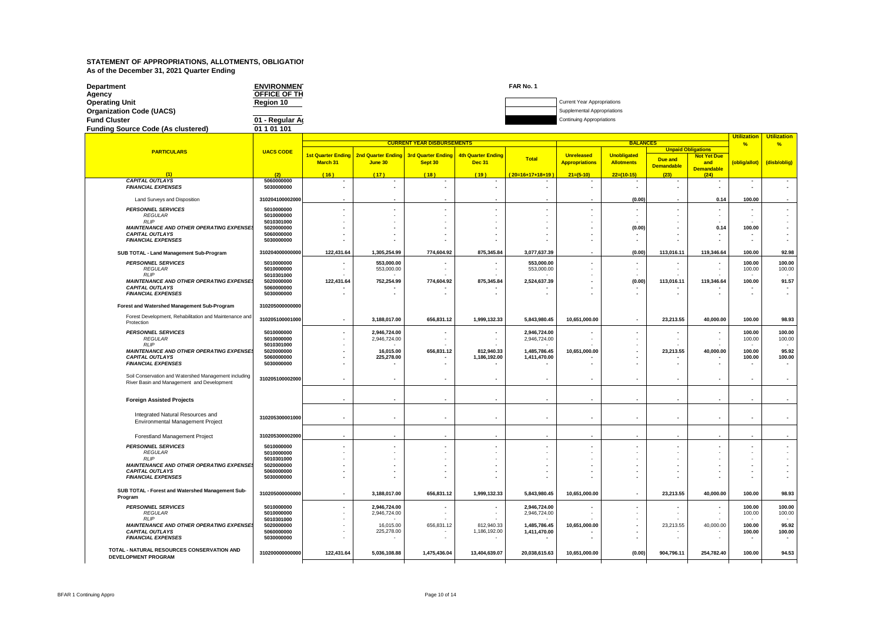**STATEMENT OF APPROPRIATIONS, ALLOTMENTS, OBLIGATIOI**
**As of the December 31, 2021 Quarter Ending**

| | | |
|---|---|---|
| **Department** | **ENVIRONMENT** | **FAR No. 1** |
| **Agency** | **OFFICE OF TH** | |
| **Operating Unit** | **Region 10** | Current Year Appropriations |
| **Organization Code (UACS)** | | Supplemental Appropriations |
| **Fund Cluster** | **01 - Regular A** | Continuing Appropriations |
| **Funding Source Code (As clustered)** | **01 1 01 101** | |

| PARTICULARS | UACS CODE | CURRENT YEAR DISBURSEMENTS | | | | | BALANCES | | | | Utilization % | Utilization % |
|---|---|---|---|---|---|---|---|---|---|---|---|---|
| | | 1st Quarter Ending March 31 | 2nd Quarter Ending June 30 | 3rd Quarter Ending Sept 30 | 4th Quarter Ending Dec 31 | Total | Unreleased Appropriations | Unobligated Allotments | Unpaid Obligations: Due and Demandable | Unpaid Obligations: Not Yet Due and Demandable | (oblig/allot) | (disb/oblig) |
| (1) | (2) | (16) | (17) | (18) | (19) | (20=16+17+18+19) | 21=(5-10) | 22=(10-15) | (23) | (24) | | |
| *CAPITAL OUTLAYS* | 5060000000 | - | - | - | - | - | - | - | - | - | - | - |
| *FINANCIAL EXPENSES* | 5030000000 | - | - | - | - | - | - | - | - | - | - | - |
| Land Surveys and Disposition | 310204100002000 | - | - | - | - | - | - | (0.00) | - | 0.14 | 100.00 | - |
| *PERSONNEL SERVICES* | 5010000000 | - | - | - | - | - | - | - | - | - | - | - |
| *REGULAR* | 5010000000 | - | - | - | - | - | - | - | - | - | - | - |
| *RLIP* | 5010301000 | - | - | - | - | - | - | - | - | - | - | - |
| *MAINTENANCE AND OTHER OPERATING EXPENSES* | 5020000000 | - | - | - | - | - | - | (0.00) | - | 0.14 | 100.00 | - |
| *CAPITAL OUTLAYS* | 5060000000 | - | - | - | - | - | - | - | - | - | - | - |
| *FINANCIAL EXPENSES* | 5030000000 | - | - | - | - | - | - | - | - | - | - | - |
| **SUB TOTAL - Land Management Sub-Program** | 310204000000000 | 122,431.64 | 1,305,254.99 | 774,604.92 | 875,345.84 | 3,077,637.39 | - | (0.00) | 113,016.11 | 119,346.64 | 100.00 | 92.98 |
| *PERSONNEL SERVICES* | 5010000000 | - | 553,000.00 | - | - | 553,000.00 | - | - | - | - | 100.00 | 100.00 |
| *REGULAR* | 5010000000 | - | 553,000.00 | - | - | 553,000.00 | - | - | - | - | 100.00 | 100.00 |
| *RLIP* | 5010301000 | - | - | - | - | - | - | - | - | - | - | - |
| *MAINTENANCE AND OTHER OPERATING EXPENSES* | 5020000000 | 122,431.64 | 752,254.99 | 774,604.92 | 875,345.84 | 2,524,637.39 | - | (0.00) | 113,016.11 | 119,346.64 | 100.00 | 91.57 |
| *CAPITAL OUTLAYS* | 5060000000 | - | - | - | - | - | - | - | - | - | - | - |
| *FINANCIAL EXPENSES* | 5030000000 | - | - | - | - | - | - | - | - | - | - | - |
| **Forest and Watershed Management Sub-Program** | 310205000000000 | | | | | | | | | | | |
| Forest Development, Rehabilitation and Maintenance and Protection | 310205100001000 | - | 3,188,017.00 | 656,831.12 | 1,999,132.33 | 5,843,980.45 | 10,651,000.00 | - | 23,213.55 | 40,000.00 | 100.00 | 98.93 |
| *PERSONNEL SERVICES* | 5010000000 | - | 2,946,724.00 | - | - | 2,946,724.00 | - | - | - | - | 100.00 | 100.00 |
| *REGULAR* | 5010000000 | - | 2,946,724.00 | - | - | 2,946,724.00 | - | - | - | - | 100.00 | 100.00 |
| *RLIP* | 5010301000 | - | - | - | - | - | - | - | - | - | - | - |
| *MAINTENANCE AND OTHER OPERATING EXPENSES* | 5020000000 | - | 16,015.00 | 656,831.12 | 812,940.33 | 1,485,786.45 | 10,651,000.00 | - | 23,213.55 | 40,000.00 | 100.00 | 95.92 |
| *CAPITAL OUTLAYS* | 5060000000 | - | 225,278.00 | - | 1,186,192.00 | 1,411,470.00 | - | - | - | - | 100.00 | 100.00 |
| *FINANCIAL EXPENSES* | 5030000000 | - | - | - | - | - | - | - | - | - | - | - |
| Soil Conservation and Watershed Management including River Basin and Management and Development | 310205100002000 | - | - | - | - | - | - | - | - | - | - | - |
| **Foreign Assisted Projects** | | - | - | - | - | - | - | - | - | - | - | - |
| Integrated Natural Resources and Environmental Management Project | 310205300001000 | - | - | - | - | - | - | - | - | - | - | - |
| Forestland Management Project | 310205300002000 | - | - | - | - | - | - | - | - | - | - | - |
| *PERSONNEL SERVICES* | 5010000000 | - | - | - | - | - | - | - | - | - | - | - |
| *REGULAR* | 5010000000 | - | - | - | - | - | - | - | - | - | - | - |
| *RLIP* | 5010301000 | - | - | - | - | - | - | - | - | - | - | - |
| *MAINTENANCE AND OTHER OPERATING EXPENSES* | 5020000000 | - | - | - | - | - | - | - | - | - | - | - |
| *CAPITAL OUTLAYS* | 5060000000 | - | - | - | - | - | - | - | - | - | - | - |
| *FINANCIAL EXPENSES* | 5030000000 | - | - | - | - | - | - | - | - | - | - | - |
| **SUB TOTAL - Forest and Watershed Management Sub-Program** | 310205000000000 | - | 3,188,017.00 | 656,831.12 | 1,999,132.33 | 5,843,980.45 | 10,651,000.00 | - | 23,213.55 | 40,000.00 | 100.00 | 98.93 |
| *PERSONNEL SERVICES* | 5010000000 | - | 2,946,724.00 | - | - | 2,946,724.00 | - | - | - | - | 100.00 | 100.00 |
| *REGULAR* | 5010000000 | - | 2,946,724.00 | - | - | 2,946,724.00 | - | - | - | - | 100.00 | 100.00 |
| *RLIP* | 5010301000 | - | - | - | - | - | - | - | - | - | - | - |
| *MAINTENANCE AND OTHER OPERATING EXPENSES* | 5020000000 | - | 16,015.00 | 656,831.12 | 812,940.33 | 1,485,786.45 | 10,651,000.00 | - | 23,213.55 | 40,000.00 | 100.00 | 95.92 |
| *CAPITAL OUTLAYS* | 5060000000 | - | 225,278.00 | - | 1,186,192.00 | 1,411,470.00 | - | - | - | - | 100.00 | 100.00 |
| *FINANCIAL EXPENSES* | 5030000000 | - | - | - | - | - | - | - | - | - | - | - |
| **TOTAL - NATURAL RESOURCES CONSERVATION AND DEVELOPMENT PROGRAM** | 310200000000000 | 122,431.64 | 5,036,108.88 | 1,475,436.04 | 13,404,639.07 | 20,038,615.63 | 10,651,000.00 | (0.00) | 904,796.11 | 254,782.40 | 100.00 | 94.53 |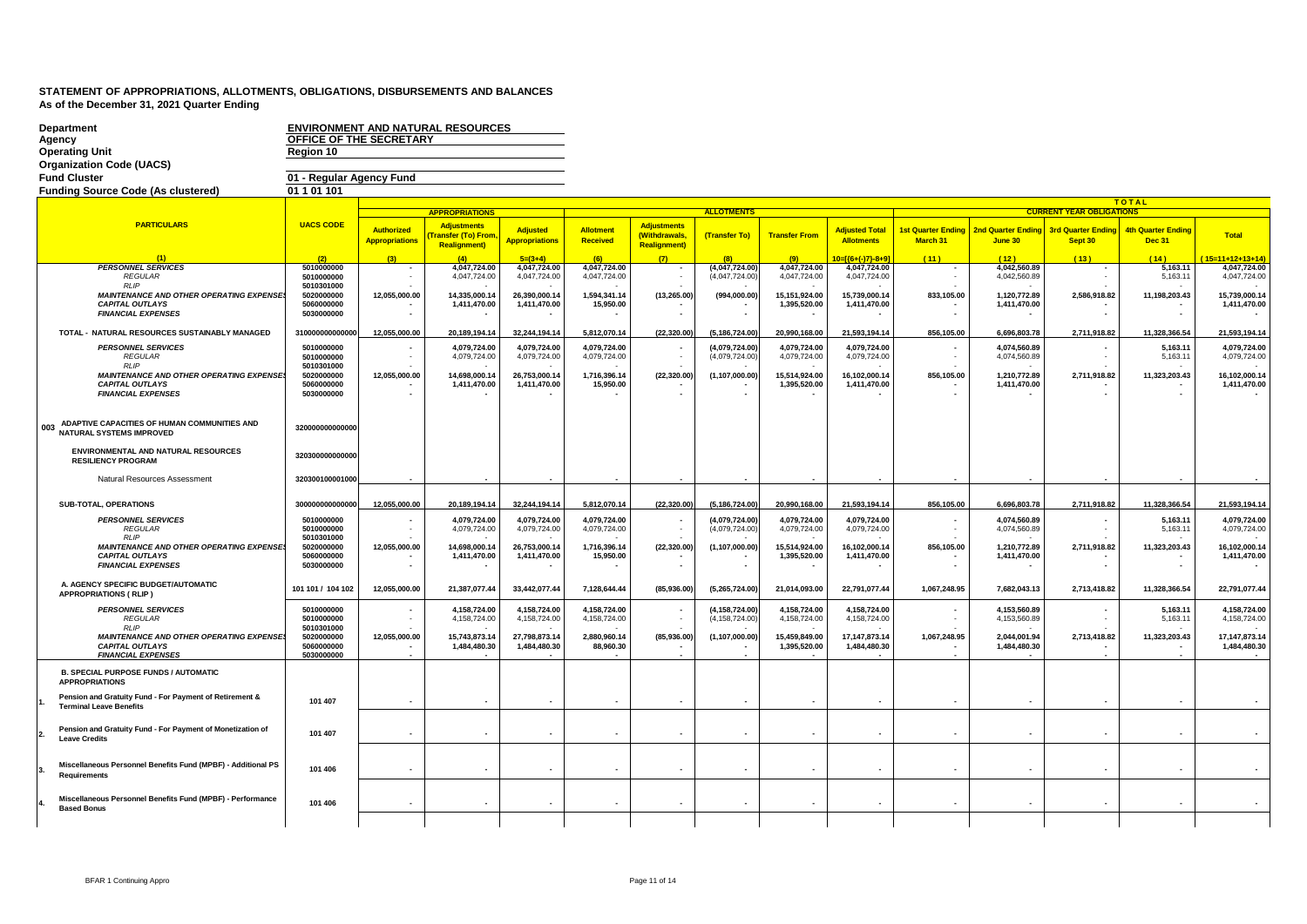**STATEMENT OF APPROPRIATIONS, ALLOTMENTS, OBLIGATIONS, DISBURSEMENTS AND BALANCES**
**As of the December 31, 2021 Quarter Ending**

| | |
|---|---|
| **Department** | **ENVIRONMENT AND NATURAL RESOURCES** |
| **Agency** | **OFFICE OF THE SECRETARY** |
| **Operating Unit** | **Region 10** |
| **Organization Code (UACS)** | |
| **Fund Cluster** | **01 - Regular Agency Fund** |
| **Funding Source Code (As clustered)** | **01 1 01 101** |

| PARTICULARS | UACS CODE | APPROPRIATIONS | | | ALLOTMENTS | | | | | TOTAL CURRENT YEAR OBLIGATIONS | | | | |
|---|---|---|---|---|---|---|---|---|---|---|---|---|---|---|
| | | Authorized Appropriations | Adjustments (Transfer (To) From, Realignment) | Adjusted Appropriations | Allotment Received | Adjustments (Withdrawals, Realignment) | (Transfer To) | Transfer From | Adjusted Total Allotments | 1st Quarter Ending March 31 | 2nd Quarter Ending June 30 | 3rd Quarter Ending Sept 30 | 4th Quarter Ending Dec 31 | Total |
| (1) | (2) | (3) | (4) | 5=(3+4) | (6) | (7) | (8) | (9) | 10=[(6+(-)7)-8+9] | (11) | (12) | (13) | (14) | (15=11+12+13+14) |
| *PERSONNEL SERVICES* | 5010000000 | - | 4,047,724.00 | 4,047,724.00 | 4,047,724.00 | - | (4,047,724.00) | 4,047,724.00 | 4,047,724.00 | - | 4,042,560.89 | - | 5,163.11 | 4,047,724.00 |
| *REGULAR* | 5010000000 | - | 4,047,724.00 | 4,047,724.00 | 4,047,724.00 | - | (4,047,724.00) | 4,047,724.00 | 4,047,724.00 | - | 4,042,560.89 | - | 5,163.11 | 4,047,724.00 |
| *RLIP* | 5010301000 | | - | - | - | | - | - | - | - | - | - | - | - |
| *MAINTENANCE AND OTHER OPERATING EXPENSES* | 5020000000 | 12,055,000.00 | 14,335,000.14 | 26,390,000.14 | 1,594,341.14 | (13,265.00) | (994,000.00) | 15,151,924.00 | 15,739,000.14 | 833,105.00 | 1,120,772.89 | 2,586,918.82 | 11,198,203.43 | 15,739,000.14 |
| *CAPITAL OUTLAYS* | 5060000000 | - | 1,411,470.00 | 1,411,470.00 | 15,950.00 | - | - | 1,395,520.00 | 1,411,470.00 | - | 1,411,470.00 | - | - | 1,411,470.00 |
| *FINANCIAL EXPENSES* | 5030000000 | - | - | - | - | - | - | - | - | - | - | - | - | - |
| TOTAL - NATURAL RESOURCES SUSTAINABLY MANAGED | 310000000000000 | 12,055,000.00 | 20,189,194.14 | 32,244,194.14 | 5,812,070.14 | (22,320.00) | (5,186,724.00) | 20,990,168.00 | 21,593,194.14 | 856,105.00 | 6,696,803.78 | 2,711,918.82 | 11,328,366.54 | 21,593,194.14 |
| *PERSONNEL SERVICES* | 5010000000 | - | 4,079,724.00 | 4,079,724.00 | 4,079,724.00 | - | (4,079,724.00) | 4,079,724.00 | 4,079,724.00 | - | 4,074,560.89 | - | 5,163.11 | 4,079,724.00 |
| *REGULAR* | 5010000000 | - | 4,079,724.00 | 4,079,724.00 | 4,079,724.00 | - | (4,079,724.00) | 4,079,724.00 | 4,079,724.00 | - | 4,074,560.89 | - | 5,163.11 | 4,079,724.00 |
| *RLIP* | 5010301000 | | - | - | - | | - | - | - | - | - | - | - | - |
| *MAINTENANCE AND OTHER OPERATING EXPENSES* | 5020000000 | 12,055,000.00 | 14,698,000.14 | 26,753,000.14 | 1,716,396.14 | (22,320.00) | (1,107,000.00) | 15,514,924.00 | 16,102,000.14 | 856,105.00 | 1,210,772.89 | 2,711,918.82 | 11,323,203.43 | 16,102,000.14 |
| *CAPITAL OUTLAYS* | 5060000000 | - | 1,411,470.00 | 1,411,470.00 | 15,950.00 | - | - | 1,395,520.00 | 1,411,470.00 | - | 1,411,470.00 | - | - | 1,411,470.00 |
| *FINANCIAL EXPENSES* | 5030000000 | - | - | - | - | - | - | - | - | - | - | - | - | - |
| 003 ADAPTIVE CAPACITIES OF HUMAN COMMUNITIES AND NATURAL SYSTEMS IMPROVED | 320000000000000 | | | | | | | | | | | | | |
| ENVIRONMENTAL AND NATURAL RESOURCES RESILIENCY PROGRAM | 320300000000000 | | | | | | | | | | | | | |
| Natural Resources Assessment | 320300100001000 | - | - | - | - | - | - | - | - | - | - | - | - | - |
| SUB-TOTAL, OPERATIONS | 300000000000000 | 12,055,000.00 | 20,189,194.14 | 32,244,194.14 | 5,812,070.14 | (22,320.00) | (5,186,724.00) | 20,990,168.00 | 21,593,194.14 | 856,105.00 | 6,696,803.78 | 2,711,918.82 | 11,328,366.54 | 21,593,194.14 |
| *PERSONNEL SERVICES* | 5010000000 | - | 4,079,724.00 | 4,079,724.00 | 4,079,724.00 | - | (4,079,724.00) | 4,079,724.00 | 4,079,724.00 | - | 4,074,560.89 | - | 5,163.11 | 4,079,724.00 |
| *REGULAR* | 5010000000 | - | 4,079,724.00 | 4,079,724.00 | 4,079,724.00 | - | (4,079,724.00) | 4,079,724.00 | 4,079,724.00 | - | 4,074,560.89 | - | 5,163.11 | 4,079,724.00 |
| *RLIP* | 5010301000 | | - | - | - | | - | - | - | - | - | - | - | - |
| *MAINTENANCE AND OTHER OPERATING EXPENSES* | 5020000000 | 12,055,000.00 | 14,698,000.14 | 26,753,000.14 | 1,716,396.14 | (22,320.00) | (1,107,000.00) | 15,514,924.00 | 16,102,000.14 | 856,105.00 | 1,210,772.89 | 2,711,918.82 | 11,323,203.43 | 16,102,000.14 |
| *CAPITAL OUTLAYS* | 5060000000 | - | 1,411,470.00 | 1,411,470.00 | 15,950.00 | - | - | 1,395,520.00 | 1,411,470.00 | - | 1,411,470.00 | - | - | 1,411,470.00 |
| *FINANCIAL EXPENSES* | 5030000000 | - | - | - | - | - | - | - | - | - | - | - | - | - |
| A. AGENCY SPECIFIC BUDGET/AUTOMATIC APPROPRIATIONS ( RLIP ) | 101 101 / 104 102 | 12,055,000.00 | 21,387,077.44 | 33,442,077.44 | 7,128,644.44 | (85,936.00) | (5,265,724.00) | 21,014,093.00 | 22,791,077.44 | 1,067,248.95 | 7,682,043.13 | 2,713,418.82 | 11,328,366.54 | 22,791,077.44 |
| *PERSONNEL SERVICES* | 5010000000 | - | 4,158,724.00 | 4,158,724.00 | 4,158,724.00 | - | (4,158,724.00) | 4,158,724.00 | 4,158,724.00 | - | 4,153,560.89 | - | 5,163.11 | 4,158,724.00 |
| *REGULAR* | 5010000000 | - | 4,158,724.00 | 4,158,724.00 | 4,158,724.00 | - | (4,158,724.00) | 4,158,724.00 | 4,158,724.00 | - | 4,153,560.89 | - | 5,163.11 | 4,158,724.00 |
| *RLIP* | 5010301000 | | - | - | - | | - | - | - | - | - | - | - | - |
| *MAINTENANCE AND OTHER OPERATING EXPENSES* | 5020000000 | 12,055,000.00 | 15,743,873.14 | 27,798,873.14 | 2,880,960.14 | (85,936.00) | (1,107,000.00) | 15,459,849.00 | 17,147,873.14 | 1,067,248.95 | 2,044,001.94 | 2,713,418.82 | 11,323,203.43 | 17,147,873.14 |
| *CAPITAL OUTLAYS* | 5060000000 | - | 1,484,480.30 | 1,484,480.30 | 88,960.30 | - | - | 1,395,520.00 | 1,484,480.30 | - | 1,484,480.30 | - | - | 1,484,480.30 |
| *FINANCIAL EXPENSES* | 5030000000 | - | - | - | - | - | - | - | - | - | - | - | - | - |
| B. SPECIAL PURPOSE FUNDS / AUTOMATIC APPROPRIATIONS | | | | | | | | | | | | | | |
| 1. Pension and Gratuity Fund - For Payment of Retirement & Terminal Leave Benefits | 101 407 | - | - | - | - | - | - | - | - | - | - | - | - | - |
| 2. Pension and Gratuity Fund - For Payment of Monetization of Leave Credits | 101 407 | - | - | - | - | - | - | - | - | - | - | - | - | - |
| 3. Miscellaneous Personnel Benefits Fund (MPBF) - Additional PS Requirements | 101 406 | - | - | - | - | - | - | - | - | - | - | - | - | - |
| 4. Miscellaneous Personnel Benefits Fund (MPBF) - Performance Based Bonus | 101 406 | - | - | - | - | - | - | - | - | - | - | - | - | - |

BFAR 1 Continuing Appro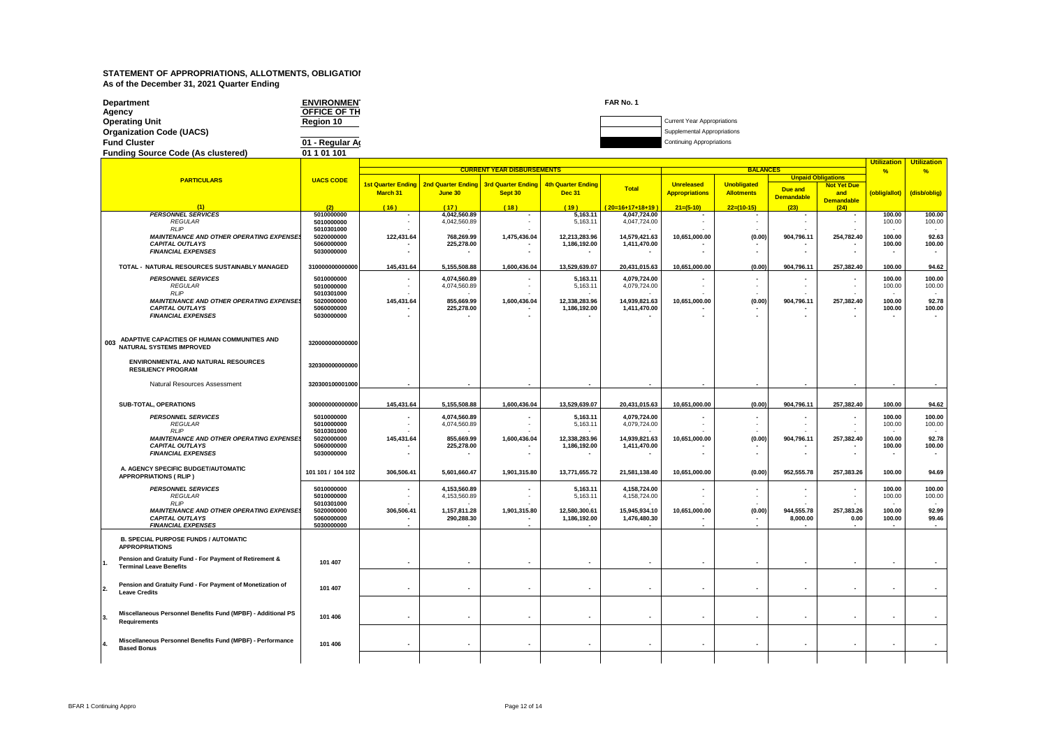# STATEMENT OF APPROPRIATIONS, ALLOTMENTS, OBLIGATIOI
As of the December 31, 2021 Quarter Ending

**Department** ENVIRONMENT
**Agency** OFFICE OF TH
**Operating Unit** Region 10
**Organization Code (UACS)**
**Fund Cluster** 01 - Regular Ag
**Funding Source Code (As clustered)** 01 1 01 101

FAR No. 1

Current Year Appropriations
Supplemental Appropriations
Continuing Appropriations

| PARTICULARS | UACS CODE | CURRENT YEAR DISBURSEMENTS | | | | | BALANCES | | | | Utilization % | Utilization % |
|---|---|---|---|---|---|---|---|---|---|---|---|---|
| | | 1st Quarter Ending March 31 | 2nd Quarter Ending June 30 | 3rd Quarter Ending Sept 30 | 4th Quarter Ending Dec 31 | Total | Unreleased Appropriations | Unobligated Allotments | Unpaid Obligations Due and Demandable | Unpaid Obligations Not Yet Due and Demandable | (oblig/allot) | (disb/oblig) |
| (1) | (2) | (16) | (17) | (18) | (19) | (20=16+17+18+19) | 21=(5-10) | 22=(10-15) | (23) | (24) | | |
| *PERSONNEL SERVICES* | 5010000000 | - | 4,042,560.89 | - | 5,163.11 | 4,047,724.00 | - | - | - | - | 100.00 | 100.00 |
| *REGULAR* | 5010000000 | - | 4,042,560.89 | - | 5,163.11 | 4,047,724.00 | - | - | - | - | 100.00 | 100.00 |
| *RLIP* | 5010301000 | - | - | - | - | - | - | - | - | - | - | - |
| *MAINTENANCE AND OTHER OPERATING EXPENSES* | 5020000000 | 122,431.64 | 768,269.99 | 1,475,436.04 | 12,213,283.96 | 14,579,421.63 | 10,651,000.00 | (0.00) | 904,796.11 | 254,782.40 | 100.00 | 92.63 |
| *CAPITAL OUTLAYS* | 5060000000 | - | 225,278.00 | - | 1,186,192.00 | 1,411,470.00 | - | - | - | - | 100.00 | 100.00 |
| *FINANCIAL EXPENSES* | 5030000000 | - | - | - | - | - | - | - | - | - | - | - |
| TOTAL - NATURAL RESOURCES SUSTAINABLY MANAGED | 310000000000000 | 145,431.64 | 5,155,508.88 | 1,600,436.04 | 13,529,639.07 | 20,431,015.63 | 10,651,000.00 | (0.00) | 904,796.11 | 257,382.40 | 100.00 | 94.62 |
| *PERSONNEL SERVICES* | 5010000000 | - | 4,074,560.89 | - | 5,163.11 | 4,079,724.00 | - | - | - | - | 100.00 | 100.00 |
| *REGULAR* | 5010000000 | - | 4,074,560.89 | - | 5,163.11 | 4,079,724.00 | - | - | - | - | 100.00 | 100.00 |
| *RLIP* | 5010301000 | - | - | - | - | - | - | - | - | - | - | - |
| *MAINTENANCE AND OTHER OPERATING EXPENSES* | 5020000000 | 145,431.64 | 855,669.99 | 1,600,436.04 | 12,338,283.96 | 14,939,821.63 | 10,651,000.00 | (0.00) | 904,796.11 | 257,382.40 | 100.00 | 92.78 |
| *CAPITAL OUTLAYS* | 5060000000 | - | 225,278.00 | - | 1,186,192.00 | 1,411,470.00 | - | - | - | - | 100.00 | 100.00 |
| *FINANCIAL EXPENSES* | 5030000000 | - | - | - | - | - | - | - | - | - | - | - |
| 003 ADAPTIVE CAPACITIES OF HUMAN COMMUNITIES AND NATURAL SYSTEMS IMPROVED | 320000000000000 | | | | | | | | | | | |
| ENVIRONMENTAL AND NATURAL RESOURCES RESILIENCY PROGRAM | 320300000000000 | | | | | | | | | | | |
| Natural Resources Assessment | 320300100001000 | - | - | - | - | - | - | - | - | - | - | - |
| SUB-TOTAL, OPERATIONS | 300000000000000 | 145,431.64 | 5,155,508.88 | 1,600,436.04 | 13,529,639.07 | 20,431,015.63 | 10,651,000.00 | (0.00) | 904,796.11 | 257,382.40 | 100.00 | 94.62 |
| *PERSONNEL SERVICES* | 5010000000 | - | 4,074,560.89 | - | 5,163.11 | 4,079,724.00 | - | - | - | - | 100.00 | 100.00 |
| *REGULAR* | 5010000000 | - | 4,074,560.89 | - | 5,163.11 | 4,079,724.00 | - | - | - | - | 100.00 | 100.00 |
| *RLIP* | 5010301000 | - | - | - | - | - | - | - | - | - | - | - |
| *MAINTENANCE AND OTHER OPERATING EXPENSES* | 5020000000 | 145,431.64 | 855,669.99 | 1,600,436.04 | 12,338,283.96 | 14,939,821.63 | 10,651,000.00 | (0.00) | 904,796.11 | 257,382.40 | 100.00 | 92.78 |
| *CAPITAL OUTLAYS* | 5060000000 | - | 225,278.00 | - | 1,186,192.00 | 1,411,470.00 | - | - | - | - | 100.00 | 100.00 |
| *FINANCIAL EXPENSES* | 5030000000 | - | - | - | - | - | - | - | - | - | - | - |
| A. AGENCY SPECIFIC BUDGET/AUTOMATIC APPROPRIATIONS ( RLIP ) | 101 101 / 104 102 | 306,506.41 | 5,601,660.47 | 1,901,315.80 | 13,771,655.72 | 21,581,138.40 | 10,651,000.00 | (0.00) | 952,555.78 | 257,383.26 | 100.00 | 94.69 |
| *PERSONNEL SERVICES* | 5010000000 | - | 4,153,560.89 | - | 5,163.11 | 4,158,724.00 | - | - | - | - | 100.00 | 100.00 |
| *REGULAR* | 5010000000 | - | 4,153,560.89 | - | 5,163.11 | 4,158,724.00 | - | - | - | - | 100.00 | 100.00 |
| *RLIP* | 5010301000 | - | - | - | - | - | - | - | - | - | - | - |
| *MAINTENANCE AND OTHER OPERATING EXPENSES* | 5020000000 | 306,506.41 | 1,157,811.28 | 1,901,315.80 | 12,580,300.61 | 15,945,934.10 | 10,651,000.00 | (0.00) | 944,555.78 | 257,383.26 | 100.00 | 92.99 |
| *CAPITAL OUTLAYS* | 5060000000 | - | 290,288.30 | - | 1,186,192.00 | 1,476,480.30 | - | - | 8,000.00 | 0.00 | 100.00 | 99.46 |
| *FINANCIAL EXPENSES* | 5030000000 | - | - | - | - | - | - | - | - | - | - | - |
| B. SPECIAL PURPOSE FUNDS / AUTOMATIC APPROPRIATIONS | | | | | | | | | | | | |
| 1. Pension and Gratuity Fund - For Payment of Retirement & Terminal Leave Benefits | 101 407 | - | - | - | - | - | - | - | - | - | - | - |
| 2. Pension and Gratuity Fund - For Payment of Monetization of Leave Credits | 101 407 | - | - | - | - | - | - | - | - | - | - | - |
| 3. Miscellaneous Personnel Benefits Fund (MPBF) - Additional PS Requirements | 101 406 | - | - | - | - | - | - | - | - | - | - | - |
| 4. Miscellaneous Personnel Benefits Fund (MPBF) - Performance Based Bonus | 101 406 | - | - | - | - | - | - | - | - | - | - | - |

BFAR 1 Continuing Appro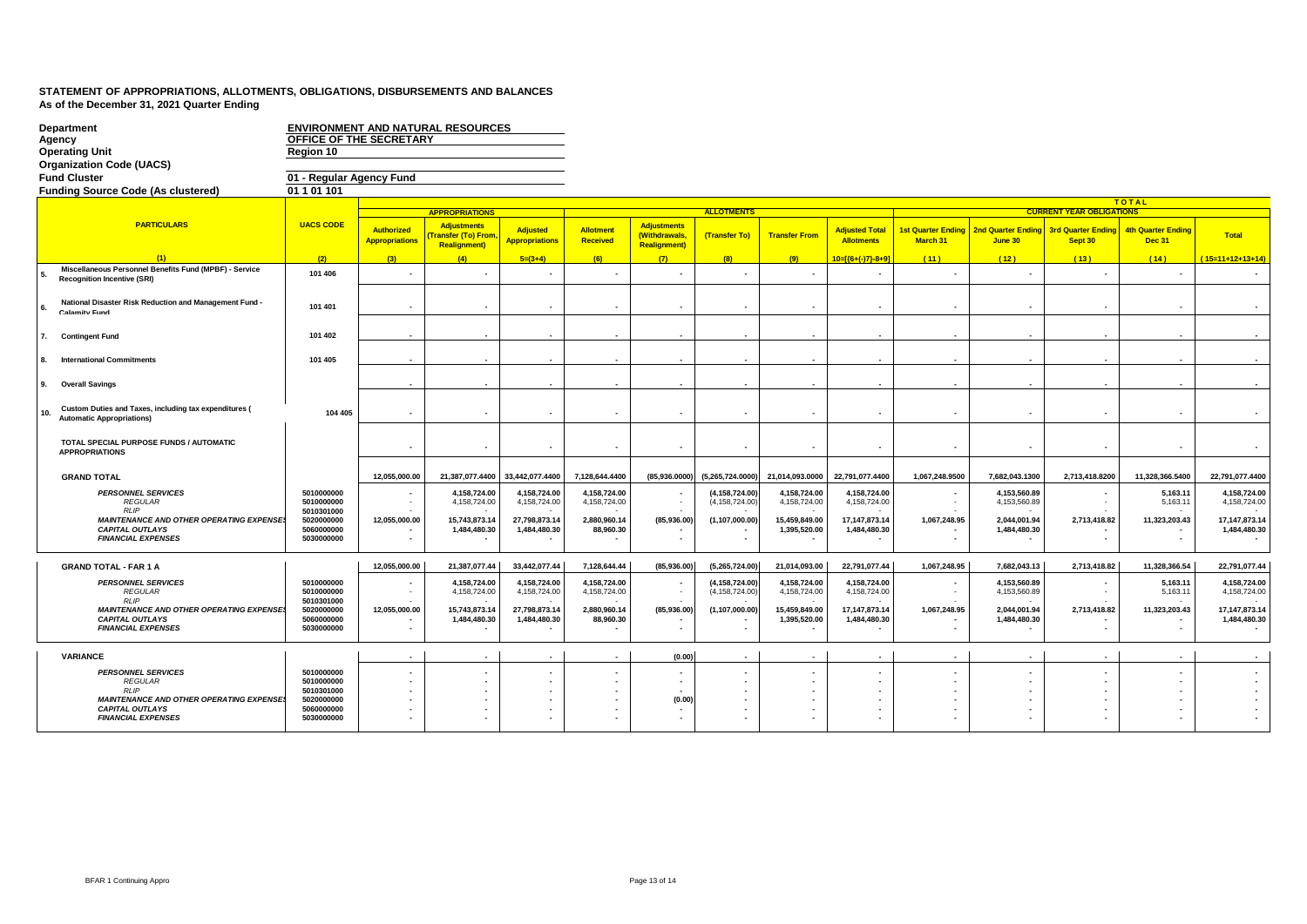**STATEMENT OF APPROPRIATIONS, ALLOTMENTS, OBLIGATIONS, DISBURSEMENTS AND BALANCES**
**As of the December 31, 2021 Quarter Ending**

| | |
|---|---|
| **Department** | **ENVIRONMENT AND NATURAL RESOURCES** |
| **Agency** | **OFFICE OF THE SECRETARY** |
| **Operating Unit** | **Region 10** |
| **Organization Code (UACS)** | |
| **Fund Cluster** | **01 - Regular Agency Fund** |
| **Funding Source Code (As clustered)** | **01 1 01 101** |

| PARTICULARS | UACS CODE | APPROPRIATIONS | | | ALLOTMENTS | | | | | TOTAL CURRENT YEAR OBLIGATIONS | | | | |
|---|---|---|---|---|---|---|---|---|---|---|---|---|---|---|
| | | Authorized Appropriations | Adjustments (Transfer (To) From, Realignment) | Adjusted Appropriations | Allotment Received | Adjustments (Withdrawals, Realignment) | (Transfer To) | Transfer From | Adjusted Total Allotments | 1st Quarter Ending March 31 | 2nd Quarter Ending June 30 | 3rd Quarter Ending Sept 30 | 4th Quarter Ending Dec 31 | Total |
| (1) | (2) | (3) | (4) | 5=(3+4) | (6) | (7) | (8) | (9) | 10=[(6+(-)7)-8+9] | (11) | (12) | (13) | (14) | (15=11+12+13+14) |
| 5. Miscellaneous Personnel Benefits Fund (MPBF) - Service Recognition Incentive (SRI) | 101 406 | - | - | - | - | - | - | - | - | - | - | - | - | - |
| 6. National Disaster Risk Reduction and Management Fund - Calamity Fund | 101 401 | - | - | - | - | - | - | - | - | - | - | - | - | - |
| 7. Contingent Fund | 101 402 | - | - | - | - | - | - | - | - | - | - | - | - | - |
| 8. International Commitments | 101 405 | - | - | - | - | - | - | - | - | - | - | - | - | - |
| 9. Overall Savings | | - | - | - | - | - | - | - | - | - | - | - | - | - |
| 10. Custom Duties and Taxes, including tax expenditures ( Automatic Appropriations) | 104 405 | - | - | - | - | - | - | - | - | - | - | - | - | - |
| TOTAL SPECIAL PURPOSE FUNDS / AUTOMATIC APPROPRIATIONS | | - | - | - | - | - | - | - | - | - | - | - | - | - |
| **GRAND TOTAL** | | 12,055,000.00 | 21,387,077.4400 | 33,442,077.4400 | 7,128,644.4400 | (85,936.0000) | (5,265,724.0000) | 21,014,093.0000 | 22,791,077.4400 | 1,067,248.9500 | 7,682,043.1300 | 2,713,418.8200 | 11,328,366.5400 | 22,791,077.4400 |
| *PERSONNEL SERVICES* | 5010000000 | - | 4,158,724.00 | 4,158,724.00 | 4,158,724.00 | - | (4,158,724.00) | 4,158,724.00 | 4,158,724.00 | - | 4,153,560.89 | - | 5,163.11 | 4,158,724.00 |
| *REGULAR* | 5010000000 | - | 4,158,724.00 | 4,158,724.00 | 4,158,724.00 | - | (4,158,724.00) | 4,158,724.00 | 4,158,724.00 | - | 4,153,560.89 | - | 5,163.11 | 4,158,724.00 |
| *RLIP* | 5010301000 | - | - | - | - | - | - | - | - | - | - | - | - | - |
| *MAINTENANCE AND OTHER OPERATING EXPENSES* | 5020000000 | 12,055,000.00 | 15,743,873.14 | 27,798,873.14 | 2,880,960.14 | (85,936.00) | (1,107,000.00) | 15,459,849.00 | 17,147,873.14 | 1,067,248.95 | 2,044,001.94 | 2,713,418.82 | 11,323,203.43 | 17,147,873.14 |
| *CAPITAL OUTLAYS* | 5060000000 | - | 1,484,480.30 | 1,484,480.30 | 88,960.30 | - | - | 1,395,520.00 | 1,484,480.30 | - | 1,484,480.30 | - | - | 1,484,480.30 |
| *FINANCIAL EXPENSES* | 5030000000 | - | - | - | - | - | - | - | - | - | - | - | - | - |
| **GRAND TOTAL - FAR 1 A** | | 12,055,000.00 | 21,387,077.44 | 33,442,077.44 | 7,128,644.44 | (85,936.00) | (5,265,724.00) | 21,014,093.00 | 22,791,077.44 | 1,067,248.95 | 7,682,043.13 | 2,713,418.82 | 11,328,366.54 | 22,791,077.44 |
| *PERSONNEL SERVICES* | 5010000000 | - | 4,158,724.00 | 4,158,724.00 | 4,158,724.00 | - | (4,158,724.00) | 4,158,724.00 | 4,158,724.00 | - | 4,153,560.89 | - | 5,163.11 | 4,158,724.00 |
| *REGULAR* | 5010000000 | - | 4,158,724.00 | 4,158,724.00 | 4,158,724.00 | - | (4,158,724.00) | 4,158,724.00 | 4,158,724.00 | - | 4,153,560.89 | - | 5,163.11 | 4,158,724.00 |
| *RLIP* | 5010301000 | - | - | - | - | - | - | - | - | - | - | - | - | - |
| *MAINTENANCE AND OTHER OPERATING EXPENSES* | 5020000000 | 12,055,000.00 | 15,743,873.14 | 27,798,873.14 | 2,880,960.14 | (85,936.00) | (1,107,000.00) | 15,459,849.00 | 17,147,873.14 | 1,067,248.95 | 2,044,001.94 | 2,713,418.82 | 11,323,203.43 | 17,147,873.14 |
| *CAPITAL OUTLAYS* | 5060000000 | - | 1,484,480.30 | 1,484,480.30 | 88,960.30 | - | - | 1,395,520.00 | 1,484,480.30 | - | 1,484,480.30 | - | - | 1,484,480.30 |
| *FINANCIAL EXPENSES* | 5030000000 | - | - | - | - | - | - | - | - | - | - | - | - | - |
| **VARIANCE** | | - | - | - | - | (0.00) | - | - | - | - | - | - | - | - |
| *PERSONNEL SERVICES* | 5010000000 | - | - | - | - | - | - | - | - | - | - | - | - | - |
| *REGULAR* | 5010000000 | - | - | - | - | - | - | - | - | - | - | - | - | - |
| *RLIP* | 5010301000 | - | - | - | - | - | - | - | - | - | - | - | - | - |
| *MAINTENANCE AND OTHER OPERATING EXPENSES* | 5020000000 | - | - | - | - | (0.00) | - | - | - | - | - | - | - | - |
| *CAPITAL OUTLAYS* | 5060000000 | - | - | - | - | - | - | - | - | - | - | - | - | - |
| *FINANCIAL EXPENSES* | 5030000000 | - | - | - | - | - | - | - | - | - | - | - | - | - |

BFAR 1 Continuing Appro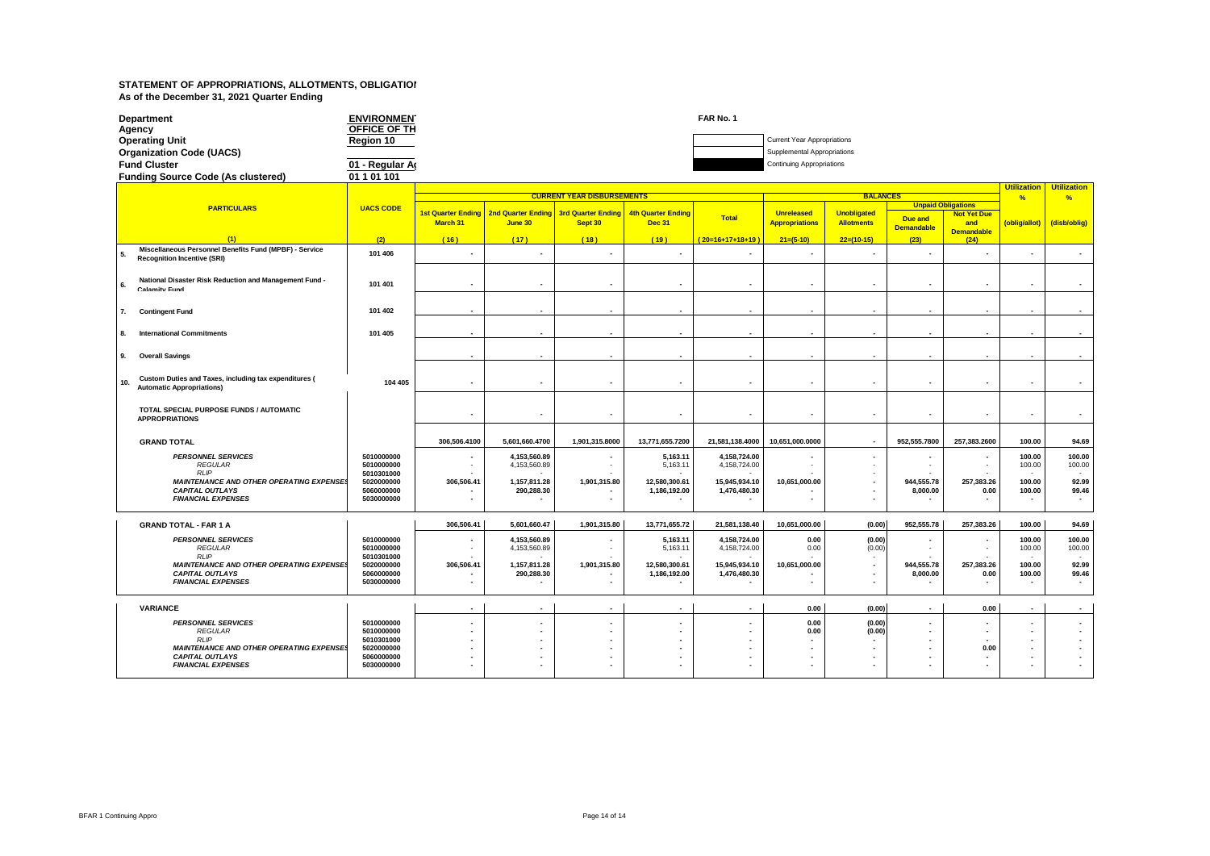# STATEMENT OF APPROPRIATIONS, ALLOTMENTS, OBLIGATIO

As of the December 31, 2021 Quarter Ending

| | |
|---|---|
| Department | ENVIRONMEN |
| Agency | OFFICE OF TH |
| Operating Unit | Region 10 |
| Organization Code (UACS) | |
| Fund Cluster | 01 - Regular A |
| Funding Source Code (As clustered) | 01 1 01 101 |

FAR No. 1

Current Year Appropriations
Supplemental Appropriations
Continuing Appropriations

| PARTICULARS | UACS CODE | CURRENT YEAR DISBURSEMENTS | | | | | BALANCES | | | | Utilization % | Utilization % |
|---|---|---|---|---|---|---|---|---|---|---|---|---|
| | | 1st Quarter Ending March 31 | 2nd Quarter Ending June 30 | 3rd Quarter Ending Sept 30 | 4th Quarter Ending Dec 31 | Total | Unreleased Appropriations | Unobligated Allotments | Unpaid Obligations: Due and Demandable | Unpaid Obligations: Not Yet Due and Demandable | (oblig/allot) | (disb/oblig) |
| (1) | (2) | (16) | (17) | (18) | (19) | (20=16+17+18+19) | 21=(5-10) | 22=(10-15) | (23) | (24) | | |
| 5. Miscellaneous Personnel Benefits Fund (MPBF) - Service Recognition Incentive (SRI) | 101 406 | - | - | - | - | - | - | - | - | - | - | - |
| 6. National Disaster Risk Reduction and Management Fund - Calamity Fund | 101 401 | - | - | - | - | - | - | - | - | - | - | - |
| 7. Contingent Fund | 101 402 | - | - | - | - | - | - | - | - | - | - | - |
| 8. International Commitments | 101 405 | - | - | - | - | - | - | - | - | - | - | - |
| 9. Overall Savings | | - | - | - | - | - | - | - | - | - | - | - |
| 10. Custom Duties and Taxes, including tax expenditures ( Automatic Appropriations) | 104 405 | - | - | - | - | - | - | - | - | - | - | - |
| TOTAL SPECIAL PURPOSE FUNDS / AUTOMATIC APPROPRIATIONS | | - | - | - | - | - | - | - | - | - | - | - |
| **GRAND TOTAL** | | 306,506.4100 | 5,601,660.4700 | 1,901,315.8000 | 13,771,655.7200 | 21,581,138.4000 | 10,651,000.0000 | - | 952,555.7800 | 257,383.2600 | 100.00 | 94.69 |
| *PERSONNEL SERVICES* | 5010000000 | - | 4,153,560.89 | - | 5,163.11 | 4,158,724.00 | - | - | - | - | 100.00 | 100.00 |
| *REGULAR* | 5010000000 | - | 4,153,560.89 | - | 5,163.11 | 4,158,724.00 | - | - | - | - | 100.00 | 100.00 |
| *RLIP* | 5010301000 | - | - | - | - | - | - | - | - | - | - | - |
| *MAINTENANCE AND OTHER OPERATING EXPENSES* | 5020000000 | 306,506.41 | 1,157,811.28 | 1,901,315.80 | 12,580,300.61 | 15,945,934.10 | 10,651,000.00 | - | 944,555.78 | 257,383.26 | 100.00 | 92.99 |
| *CAPITAL OUTLAYS* | 5060000000 | - | 290,288.30 | - | 1,186,192.00 | 1,476,480.30 | - | - | 8,000.00 | 0.00 | 100.00 | 99.46 |
| *FINANCIAL EXPENSES* | 5030000000 | - | - | - | - | - | - | - | - | - | - | - |
| **GRAND TOTAL - FAR 1 A** | | 306,506.41 | 5,601,660.47 | 1,901,315.80 | 13,771,655.72 | 21,581,138.40 | 10,651,000.00 | (0.00) | 952,555.78 | 257,383.26 | 100.00 | 94.69 |
| *PERSONNEL SERVICES* | 5010000000 | - | 4,153,560.89 | - | 5,163.11 | 4,158,724.00 | 0.00 | (0.00) | - | - | 100.00 | 100.00 |
| *REGULAR* | 5010000000 | - | 4,153,560.89 | - | 5,163.11 | 4,158,724.00 | 0.00 | (0.00) | - | - | 100.00 | 100.00 |
| *RLIP* | 5010301000 | - | - | - | - | - | - | - | - | - | - | - |
| *MAINTENANCE AND OTHER OPERATING EXPENSES* | 5020000000 | 306,506.41 | 1,157,811.28 | 1,901,315.80 | 12,580,300.61 | 15,945,934.10 | 10,651,000.00 | - | 944,555.78 | 257,383.26 | 100.00 | 92.99 |
| *CAPITAL OUTLAYS* | 5060000000 | - | 290,288.30 | - | 1,186,192.00 | 1,476,480.30 | - | - | 8,000.00 | 0.00 | 100.00 | 99.46 |
| *FINANCIAL EXPENSES* | 5030000000 | - | - | - | - | - | - | - | - | - | - | - |
| **VARIANCE** | | - | - | - | - | - | 0.00 | (0.00) | - | 0.00 | - | - |
| *PERSONNEL SERVICES* | 5010000000 | - | - | - | - | - | 0.00 | (0.00) | - | - | - | - |
| *REGULAR* | 5010000000 | - | - | - | - | - | 0.00 | (0.00) | - | - | - | - |
| *RLIP* | 5010301000 | - | - | - | - | - | - | - | - | - | - | - |
| *MAINTENANCE AND OTHER OPERATING EXPENSES* | 5020000000 | - | - | - | - | - | - | - | - | 0.00 | - | - |
| *CAPITAL OUTLAYS* | 5060000000 | - | - | - | - | - | - | - | - | - | - | - |
| *FINANCIAL EXPENSES* | 5030000000 | - | - | - | - | - | - | - | - | - | - | - |

BFAR 1 Continuing Appro